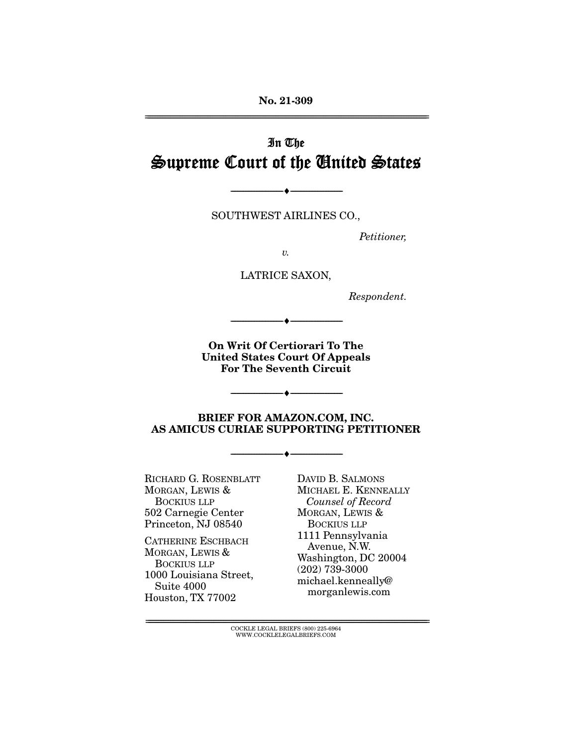No. 21-309

---

In The

# Supreme Court of the United States

---

SOUTHWEST AIRLINES CO.,

*Petitioner,*

*v.*

LATRICE SAXON,

*Respondent.*

---

**On Writ Of Certiorari To The United States Court Of Appeals For The Seventh Circuit**

---

**BRIEF FOR AMAZON.COM, INC. AS AMICUS CURIAE SUPPORTING PETITIONER**

---

RICHARD G. ROSENBLATT
MORGAN, LEWIS & BOCKIUS LLP
502 Carnegie Center
Princeton, NJ 08540

CATHERINE ESCHBACH
MORGAN, LEWIS & BOCKIUS LLP
1000 Louisiana Street, Suite 4000
Houston, TX 77002

DAVID B. SALMONS
MICHAEL E. KENNEALLY
*Counsel of Record*
MORGAN, LEWIS & BOCKIUS LLP
1111 Pennsylvania Avenue, N.W.
Washington, DC 20004
(202) 739-3000
michael.kenneally@morganlewis.com

---

COCKLE LEGAL BRIEFS (800) 225-6964
WWW.COCKLELEGALBRIEFS.COM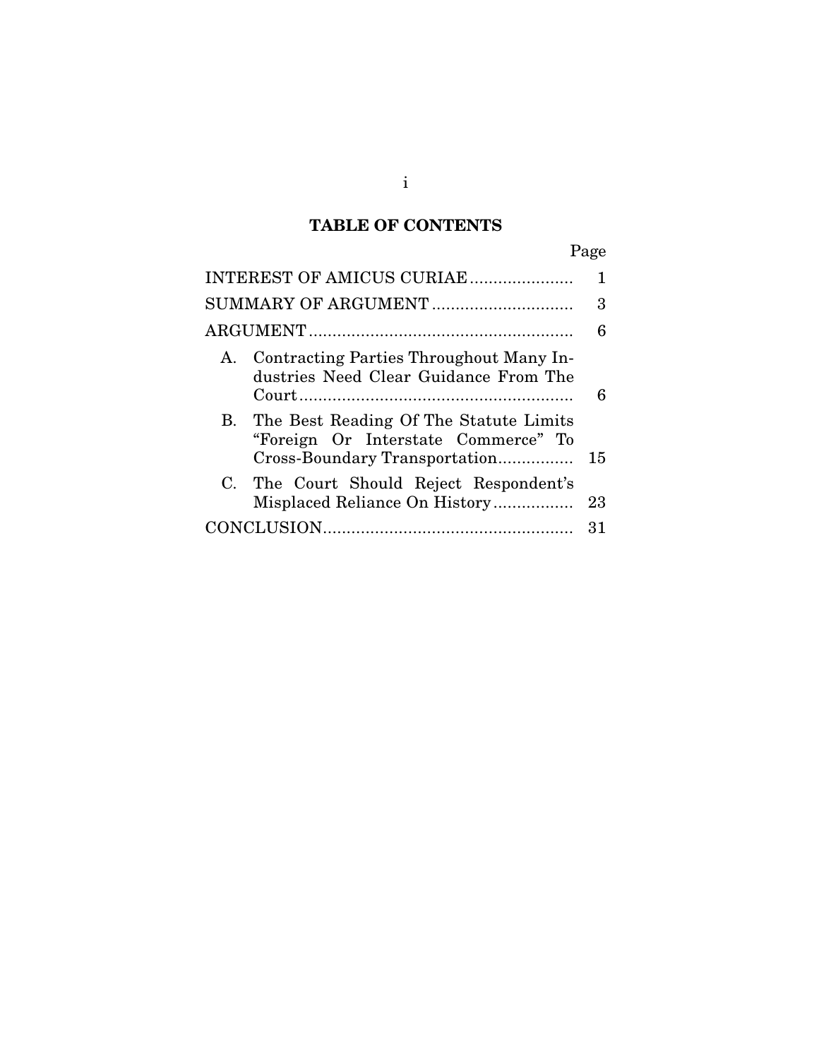# TABLE OF CONTENTS

| | Page |
|---|---|
| INTEREST OF AMICUS CURIAE | 1 |
| SUMMARY OF ARGUMENT | 3 |
| ARGUMENT | 6 |
| A. Contracting Parties Throughout Many Industries Need Clear Guidance From The Court | 6 |
| B. The Best Reading Of The Statute Limits "Foreign Or Interstate Commerce" To Cross-Boundary Transportation | 15 |
| C. The Court Should Reject Respondent's Misplaced Reliance On History | 23 |
| CONCLUSION | 31 |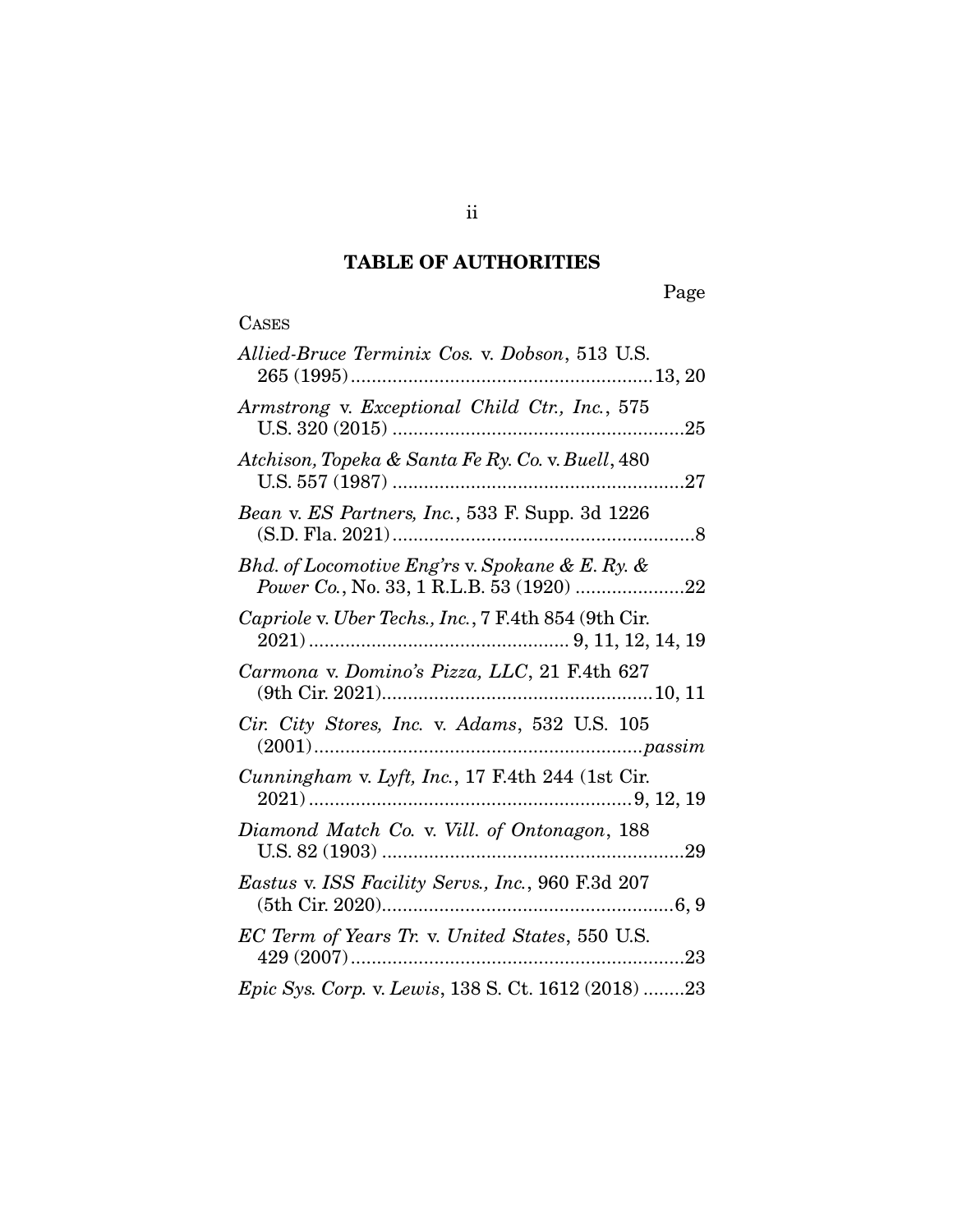## TABLE OF AUTHORITIES

Page

CASES

*Allied-Bruce Terminix Cos.* v. *Dobson*, 513 U.S. 265 (1995) .......................................................... 13, 20

*Armstrong* v. *Exceptional Child Ctr., Inc.*, 575 U.S. 320 (2015) ........................................................ 25

*Atchison, Topeka & Santa Fe Ry. Co.* v. *Buell*, 480 U.S. 557 (1987) ........................................................ 27

*Bean* v. *ES Partners, Inc.*, 533 F. Supp. 3d 1226 (S.D. Fla. 2021) .......................................................... 8

*Bhd. of Locomotive Eng'rs* v. *Spokane & E. Ry. & Power Co.*, No. 33, 1 R.L.B. 53 (1920) ..................... 22

*Capriole* v. *Uber Techs., Inc.*, 7 F.4th 854 (9th Cir. 2021) ................................................. 9, 11, 12, 14, 19

*Carmona* v. *Domino's Pizza, LLC*, 21 F.4th 627 (9th Cir. 2021) .................................................... 10, 11

*Cir. City Stores, Inc.* v. *Adams*, 532 U.S. 105 (2001) .............................................................. *passim*

*Cunningham* v. *Lyft, Inc.*, 17 F.4th 244 (1st Cir. 2021) ............................................................. 9, 12, 19

*Diamond Match Co.* v. *Vill. of Ontonagon*, 188 U.S. 82 (1903) .......................................................... 29

*Eastus* v. *ISS Facility Servs., Inc.*, 960 F.3d 207 (5th Cir. 2020) ........................................................ 6, 9

*EC Term of Years Tr.* v. *United States*, 550 U.S. 429 (2007) ................................................................ 23

*Epic Sys. Corp.* v. *Lewis*, 138 S. Ct. 1612 (2018) ........ 23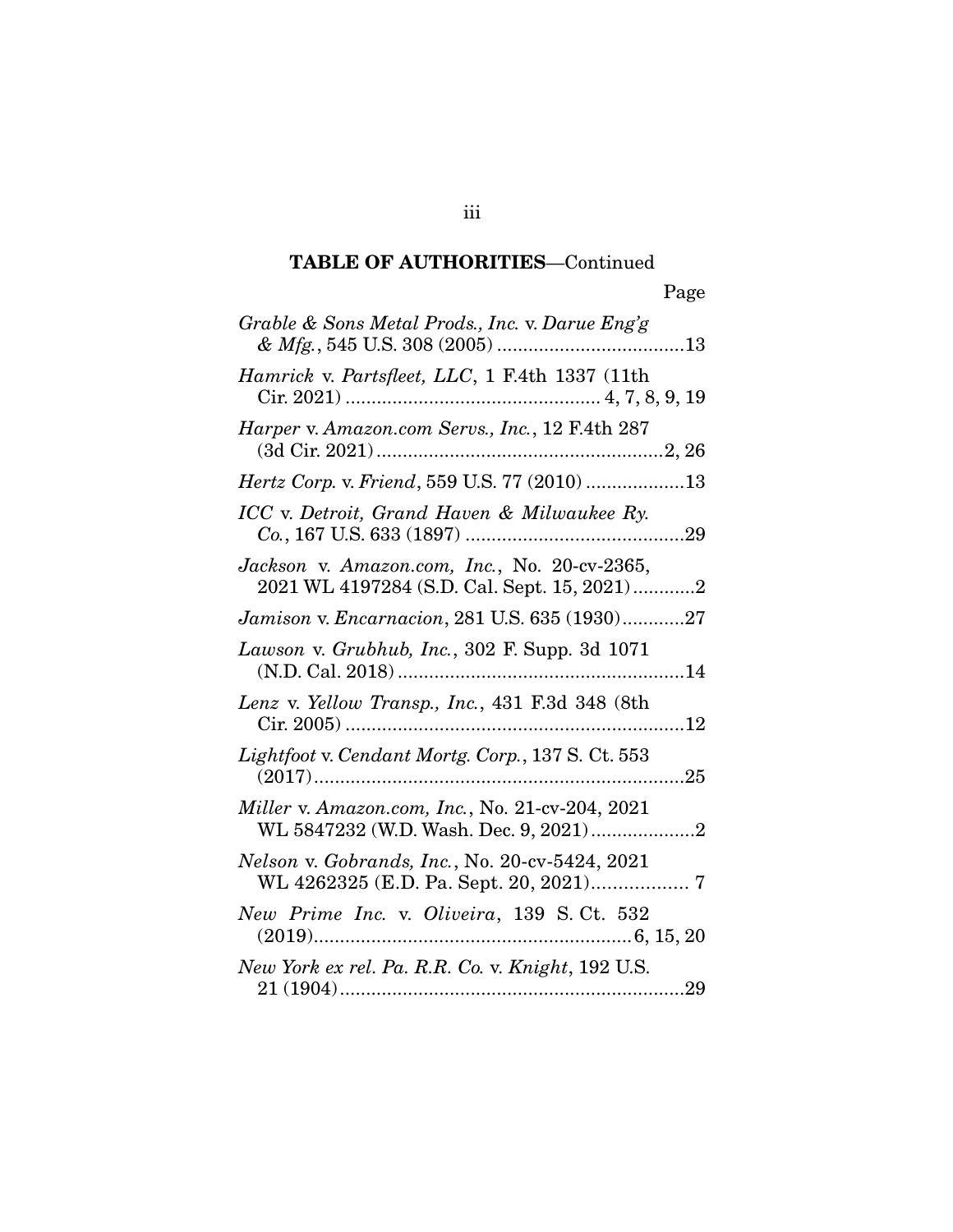## TABLE OF AUTHORITIES—Continued

Page

*Grable & Sons Metal Prods., Inc.* v. *Darue Eng'g & Mfg.*, 545 U.S. 308 (2005) ....................................13

*Hamrick* v. *Partsfleet, LLC*, 1 F.4th 1337 (11th Cir. 2021) ................................................ 4, 7, 8, 9, 19

*Harper* v. *Amazon.com Servs., Inc.*, 12 F.4th 287 (3d Cir. 2021) .......................................................2, 26

*Hertz Corp.* v. *Friend*, 559 U.S. 77 (2010) ..................13

*ICC* v. *Detroit, Grand Haven & Milwaukee Ry. Co.*, 167 U.S. 633 (1897) ..........................................29

*Jackson* v. *Amazon.com, Inc.*, No. 20-cv-2365, 2021 WL 4197284 (S.D. Cal. Sept. 15, 2021)............2

*Jamison* v. *Encarnacion*, 281 U.S. 635 (1930)............27

*Lawson* v. *Grubhub, Inc.*, 302 F. Supp. 3d 1071 (N.D. Cal. 2018) .......................................................14

*Lenz* v. *Yellow Transp., Inc.*, 431 F.3d 348 (8th Cir. 2005) .................................................................12

*Lightfoot* v. *Cendant Mortg. Corp.*, 137 S. Ct. 553 (2017).......................................................................25

*Miller* v. *Amazon.com, Inc.*, No. 21-cv-204, 2021 WL 5847232 (W.D. Wash. Dec. 9, 2021)....................2

*Nelson* v. *Gobrands, Inc.*, No. 20-cv-5424, 2021 WL 4262325 (E.D. Pa. Sept. 20, 2021).................. 7

*New Prime Inc.* v. *Oliveira*, 139 S. Ct. 532 (2019)............................................................6, 15, 20

*New York ex rel. Pa. R.R. Co.* v. *Knight*, 192 U.S. 21 (1904)..................................................................29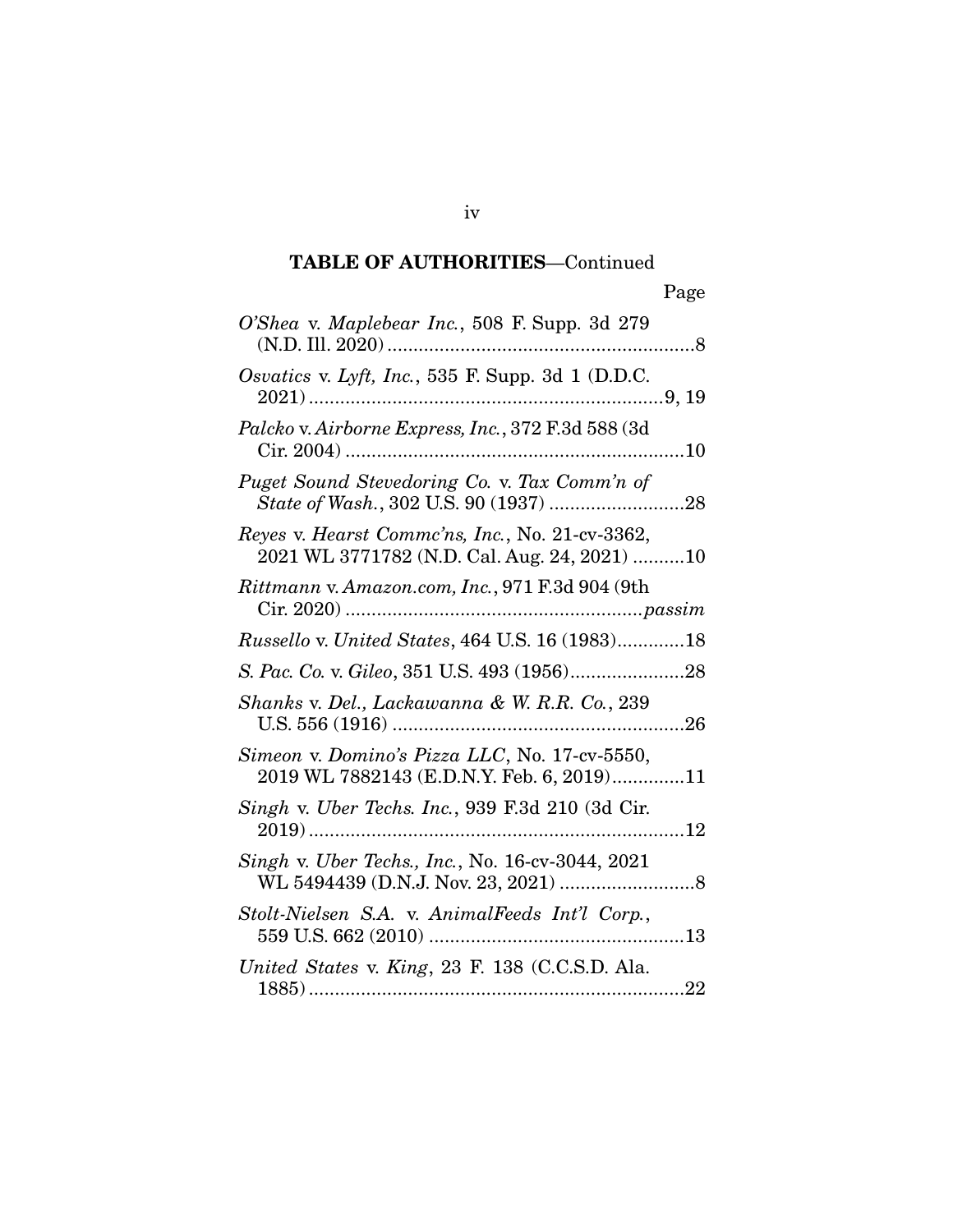**TABLE OF AUTHORITIES**—Continued

Page

*O'Shea* v. *Maplebear Inc.*, 508 F. Supp. 3d 279 (N.D. Ill. 2020) ....................8

*Osvatics* v. *Lyft, Inc.*, 535 F. Supp. 3d 1 (D.D.C. 2021) ....................9, 19

*Palcko* v. *Airborne Express, Inc.*, 372 F.3d 588 (3d Cir. 2004) ....................10

*Puget Sound Stevedoring Co.* v. *Tax Comm'n of State of Wash.*, 302 U.S. 90 (1937) ....................28

*Reyes* v. *Hearst Commc'ns, Inc.*, No. 21-cv-3362, 2021 WL 3771782 (N.D. Cal. Aug. 24, 2021) ....................10

*Rittmann* v. *Amazon.com, Inc.*, 971 F.3d 904 (9th Cir. 2020) ....................*passim*

*Russello* v. *United States*, 464 U.S. 16 (1983)....................18

*S. Pac. Co.* v. *Gileo*, 351 U.S. 493 (1956)....................28

*Shanks* v. *Del., Lackawanna & W. R.R. Co.*, 239 U.S. 556 (1916) ....................26

*Simeon* v. *Domino's Pizza LLC*, No. 17-cv-5550, 2019 WL 7882143 (E.D.N.Y. Feb. 6, 2019)....................11

*Singh* v. *Uber Techs. Inc.*, 939 F.3d 210 (3d Cir. 2019) ....................12

*Singh* v. *Uber Techs., Inc.*, No. 16-cv-3044, 2021 WL 5494439 (D.N.J. Nov. 23, 2021) ....................8

*Stolt-Nielsen S.A.* v. *AnimalFeeds Int'l Corp.*, 559 U.S. 662 (2010) ....................13

*United States* v. *King*, 23 F. 138 (C.C.S.D. Ala. 1885) ....................22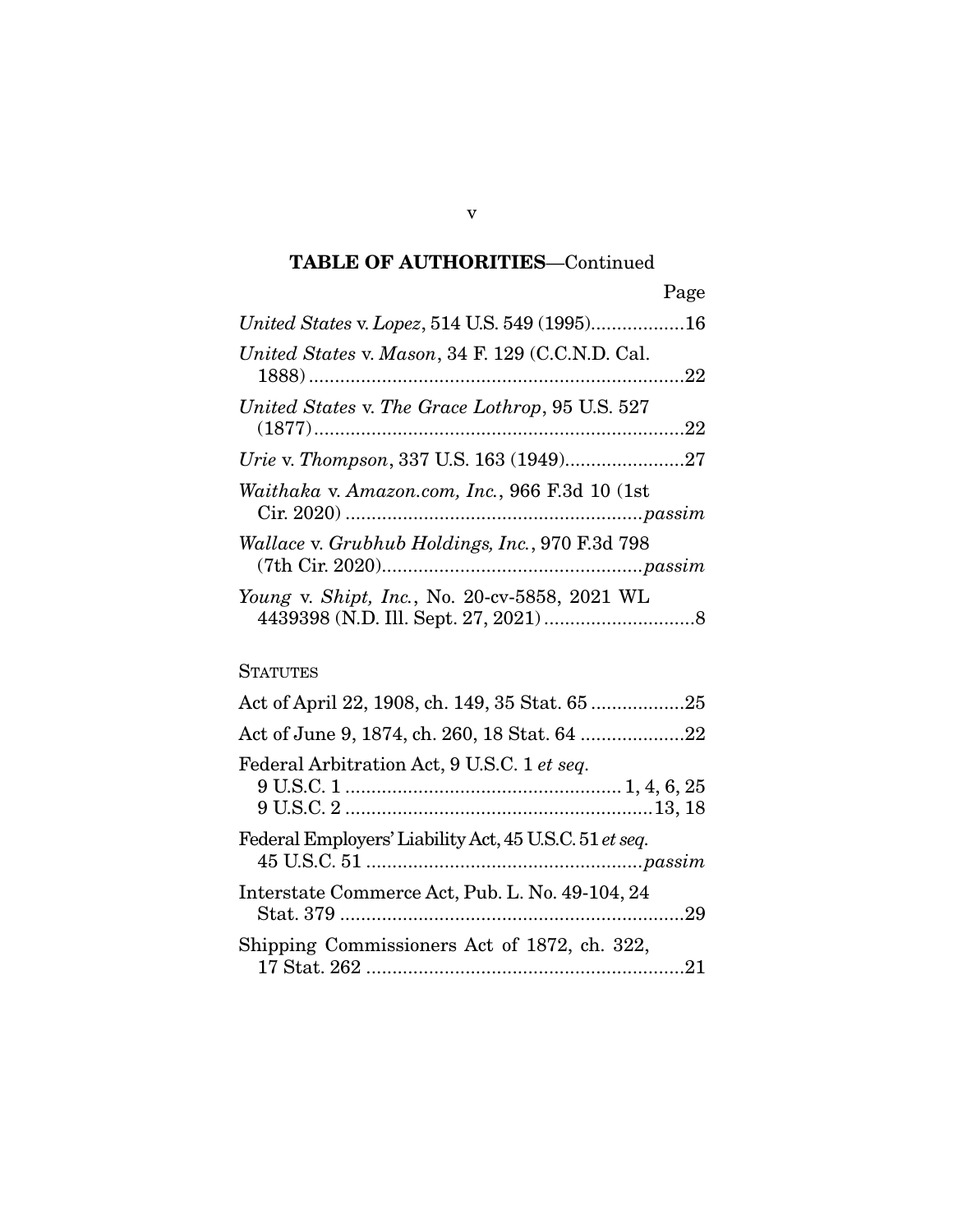## TABLE OF AUTHORITIES—Continued

Page

*United States* v. *Lopez*, 514 U.S. 549 (1995)..................16

*United States* v. *Mason*, 34 F. 129 (C.C.N.D. Cal. 1888)........................................................................22

*United States* v. *The Grace Lothrop*, 95 U.S. 527 (1877)........................................................................22

*Urie* v. *Thompson*, 337 U.S. 163 (1949).......................27

*Waithaka* v. *Amazon.com, Inc.*, 966 F.3d 10 (1st Cir. 2020) .........................................................*passim*

*Wallace* v. *Grubhub Holdings, Inc.*, 970 F.3d 798 (7th Cir. 2020)..................................................*passim*

*Young* v. *Shipt, Inc.*, No. 20-cv-5858, 2021 WL 4439398 (N.D. Ill. Sept. 27, 2021) .............................8

STATUTES

Act of April 22, 1908, ch. 149, 35 Stat. 65 ..................25

Act of June 9, 1874, ch. 260, 18 Stat. 64 ....................22

Federal Arbitration Act, 9 U.S.C. 1 *et seq.*
9 U.S.C. 1 .................................................... 1, 4, 6, 25
9 U.S.C. 2 ..........................................................13, 18

Federal Employers' Liability Act, 45 U.S.C. 51 *et seq.*
45 U.S.C. 51 ....................................................*passim*

Interstate Commerce Act, Pub. L. No. 49-104, 24 Stat. 379 ..................................................................29

Shipping Commissioners Act of 1872, ch. 322, 17 Stat. 262 .............................................................21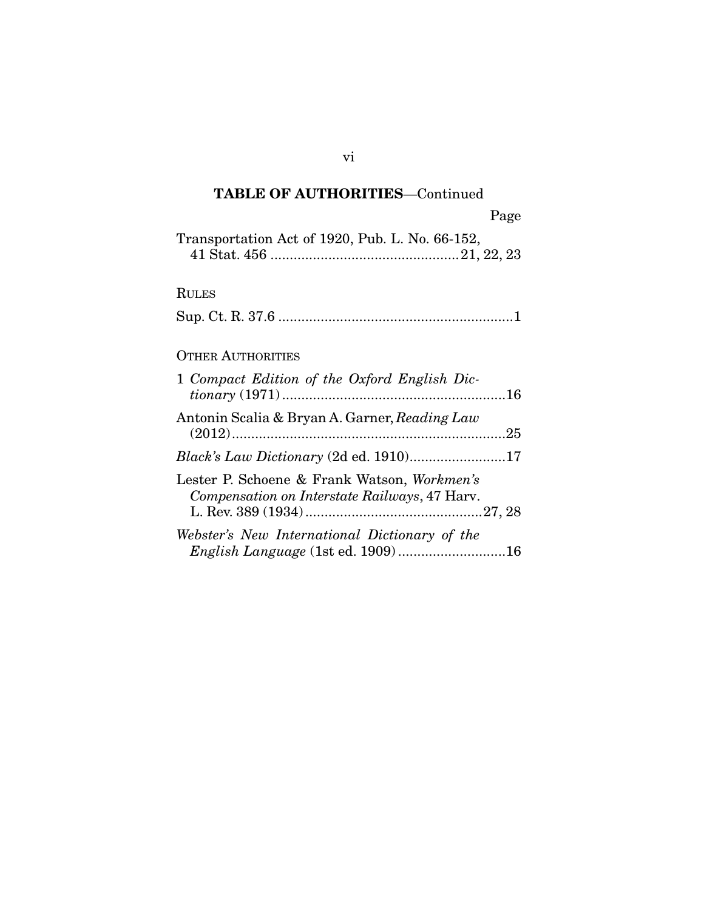**TABLE OF AUTHORITIES**—Continued

Page

Transportation Act of 1920, Pub. L. No. 66-152, 41 Stat. 456 ................................................21, 22, 23

RULES

Sup. Ct. R. 37.6 ............................................................1

OTHER AUTHORITIES

1 *Compact Edition of the Oxford English Dictionary* (1971)..........................................................16

Antonin Scalia & Bryan A. Garner, *Reading Law* (2012).......................................................................25

*Black's Law Dictionary* (2d ed. 1910).........................17

Lester P. Schoene & Frank Watson, *Workmen's Compensation on Interstate Railways*, 47 Harv. L. Rev. 389 (1934)..............................................27, 28

*Webster's New International Dictionary of the English Language* (1st ed. 1909)............................16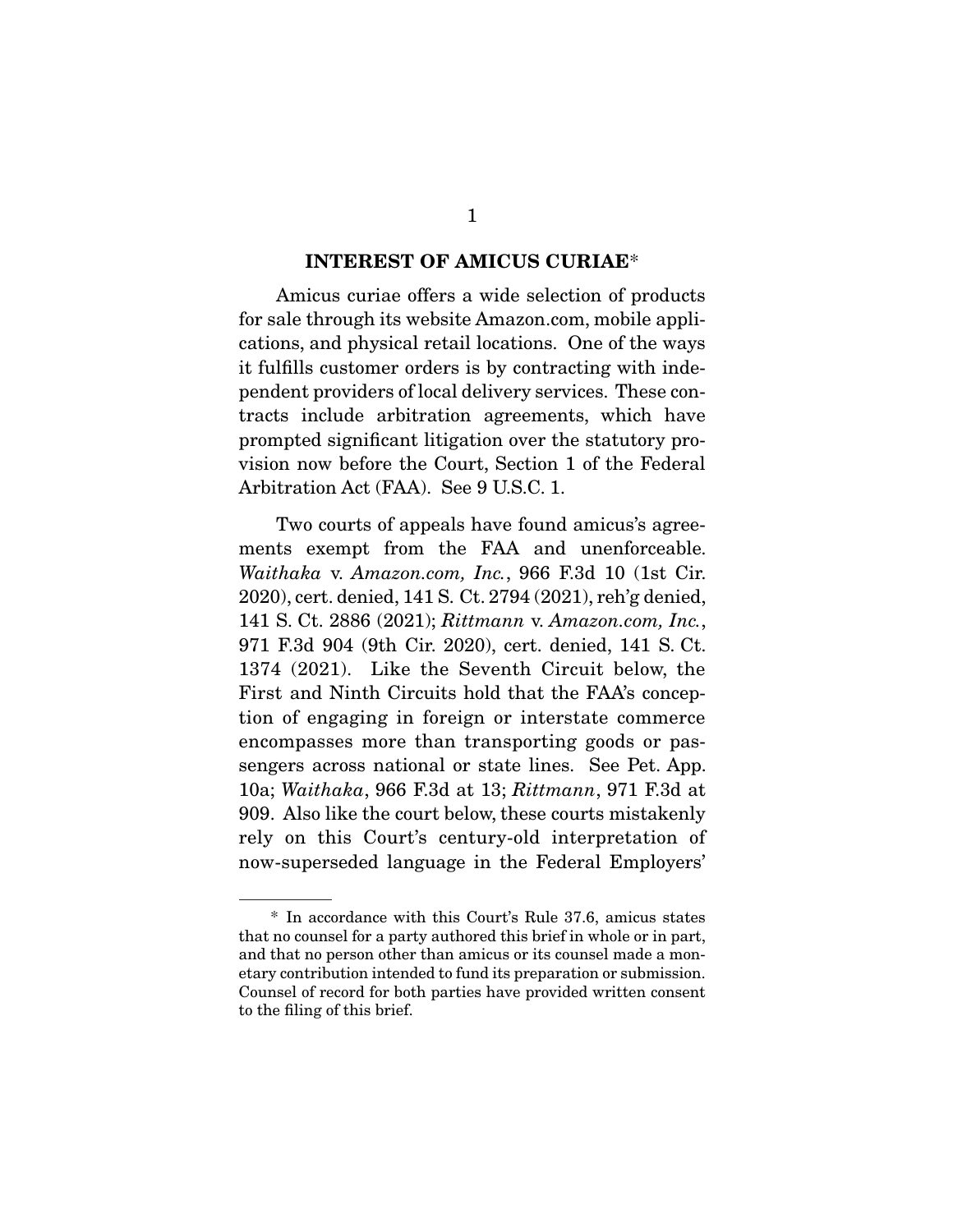## INTEREST OF AMICUS CURIAE*

Amicus curiae offers a wide selection of products for sale through its website Amazon.com, mobile applications, and physical retail locations. One of the ways it fulfills customer orders is by contracting with independent providers of local delivery services. These contracts include arbitration agreements, which have prompted significant litigation over the statutory provision now before the Court, Section 1 of the Federal Arbitration Act (FAA). See 9 U.S.C. 1.

Two courts of appeals have found amicus's agreements exempt from the FAA and unenforceable. *Waithaka* v. *Amazon.com, Inc.*, 966 F.3d 10 (1st Cir. 2020), cert. denied, 141 S. Ct. 2794 (2021), reh'g denied, 141 S. Ct. 2886 (2021); *Rittmann* v. *Amazon.com, Inc.*, 971 F.3d 904 (9th Cir. 2020), cert. denied, 141 S. Ct. 1374 (2021). Like the Seventh Circuit below, the First and Ninth Circuits hold that the FAA's conception of engaging in foreign or interstate commerce encompasses more than transporting goods or passengers across national or state lines. See Pet. App. 10a; *Waithaka*, 966 F.3d at 13; *Rittmann*, 971 F.3d at 909. Also like the court below, these courts mistakenly rely on this Court's century-old interpretation of now-superseded language in the Federal Employers'

---

* In accordance with this Court's Rule 37.6, amicus states that no counsel for a party authored this brief in whole or in part, and that no person other than amicus or its counsel made a monetary contribution intended to fund its preparation or submission. Counsel of record for both parties have provided written consent to the filing of this brief.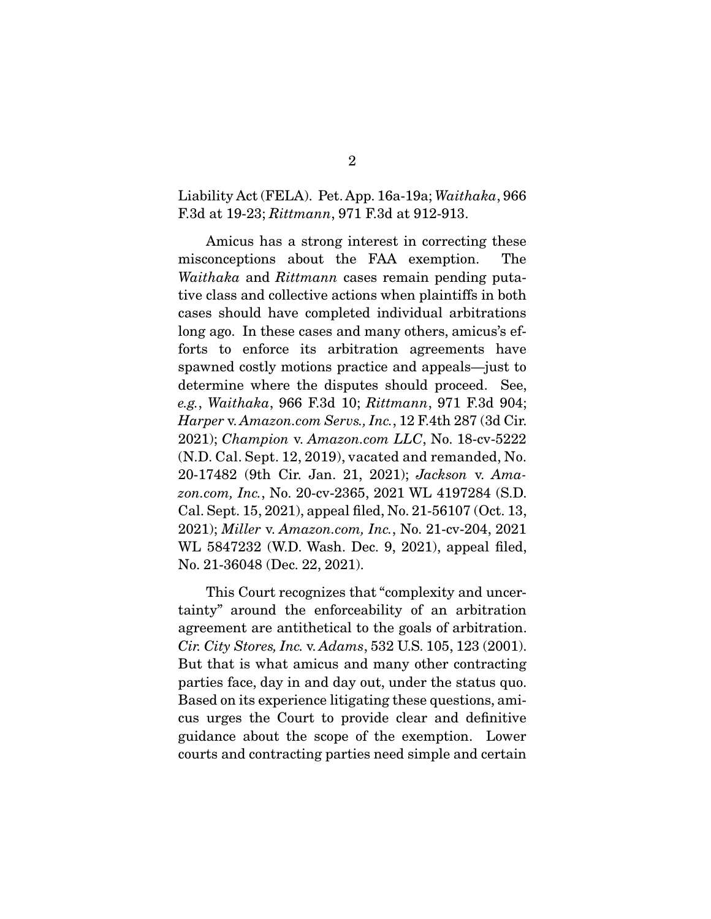Liability Act (FELA). Pet. App. 16a-19a; *Waithaka*, 966 F.3d at 19-23; *Rittmann*, 971 F.3d at 912-913.

Amicus has a strong interest in correcting these misconceptions about the FAA exemption. The *Waithaka* and *Rittmann* cases remain pending putative class and collective actions when plaintiffs in both cases should have completed individual arbitrations long ago. In these cases and many others, amicus's efforts to enforce its arbitration agreements have spawned costly motions practice and appeals—just to determine where the disputes should proceed. See, *e.g.*, *Waithaka*, 966 F.3d 10; *Rittmann*, 971 F.3d 904; *Harper* v. *Amazon.com Servs., Inc.*, 12 F.4th 287 (3d Cir. 2021); *Champion* v. *Amazon.com LLC*, No. 18-cv-5222 (N.D. Cal. Sept. 12, 2019), vacated and remanded, No. 20-17482 (9th Cir. Jan. 21, 2021); *Jackson* v. *Amazon.com, Inc.*, No. 20-cv-2365, 2021 WL 4197284 (S.D. Cal. Sept. 15, 2021), appeal filed, No. 21-56107 (Oct. 13, 2021); *Miller* v. *Amazon.com, Inc.*, No. 21-cv-204, 2021 WL 5847232 (W.D. Wash. Dec. 9, 2021), appeal filed, No. 21-36048 (Dec. 22, 2021).

This Court recognizes that "complexity and uncertainty" around the enforceability of an arbitration agreement are antithetical to the goals of arbitration. *Cir. City Stores, Inc.* v. *Adams*, 532 U.S. 105, 123 (2001). But that is what amicus and many other contracting parties face, day in and day out, under the status quo. Based on its experience litigating these questions, amicus urges the Court to provide clear and definitive guidance about the scope of the exemption. Lower courts and contracting parties need simple and certain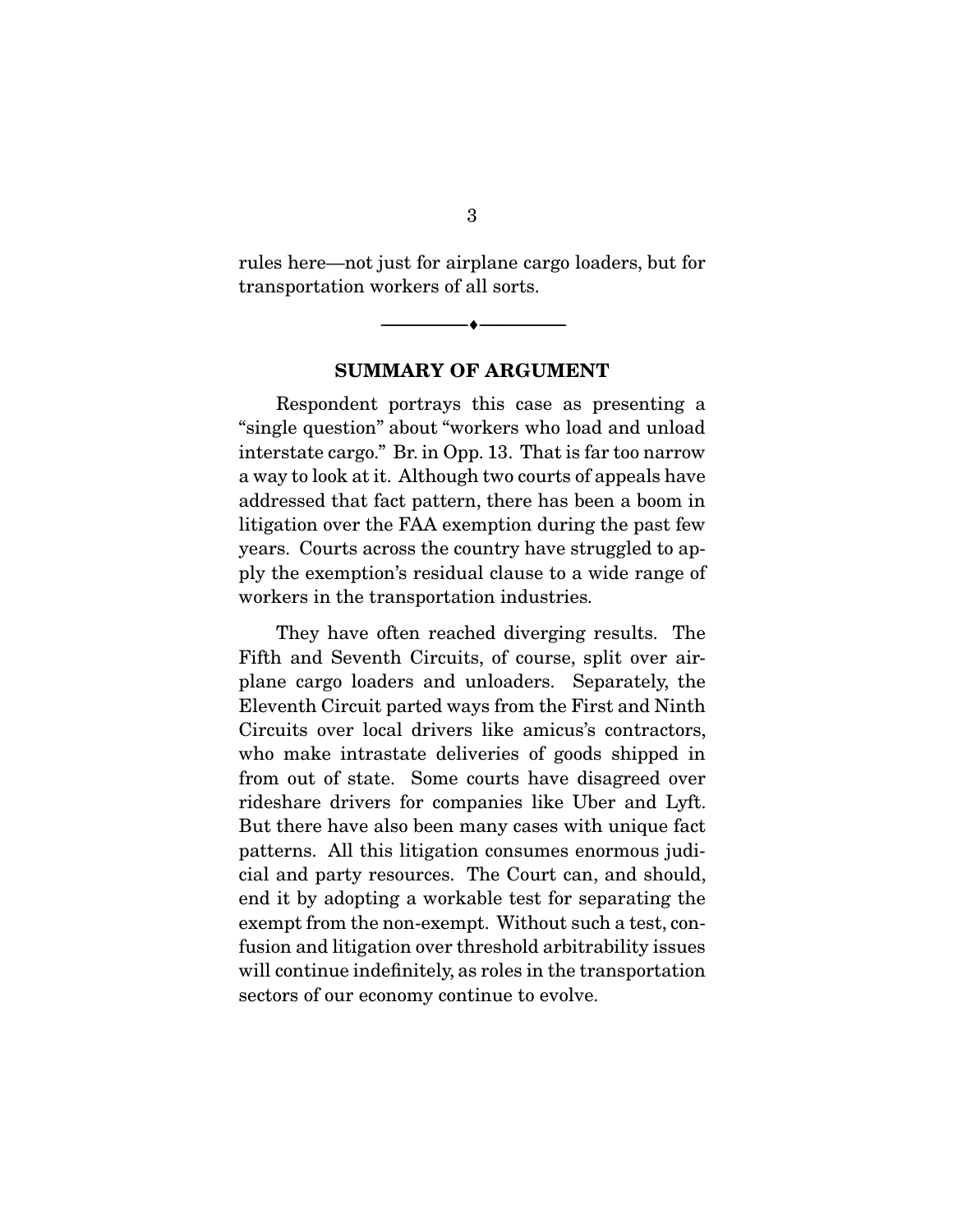rules here—not just for airplane cargo loaders, but for transportation workers of all sorts.

---

## SUMMARY OF ARGUMENT

Respondent portrays this case as presenting a "single question" about "workers who load and unload interstate cargo." Br. in Opp. 13. That is far too narrow a way to look at it. Although two courts of appeals have addressed that fact pattern, there has been a boom in litigation over the FAA exemption during the past few years. Courts across the country have struggled to apply the exemption's residual clause to a wide range of workers in the transportation industries.

They have often reached diverging results. The Fifth and Seventh Circuits, of course, split over airplane cargo loaders and unloaders. Separately, the Eleventh Circuit parted ways from the First and Ninth Circuits over local drivers like amicus's contractors, who make intrastate deliveries of goods shipped in from out of state. Some courts have disagreed over rideshare drivers for companies like Uber and Lyft. But there have also been many cases with unique fact patterns. All this litigation consumes enormous judicial and party resources. The Court can, and should, end it by adopting a workable test for separating the exempt from the non-exempt. Without such a test, confusion and litigation over threshold arbitrability issues will continue indefinitely, as roles in the transportation sectors of our economy continue to evolve.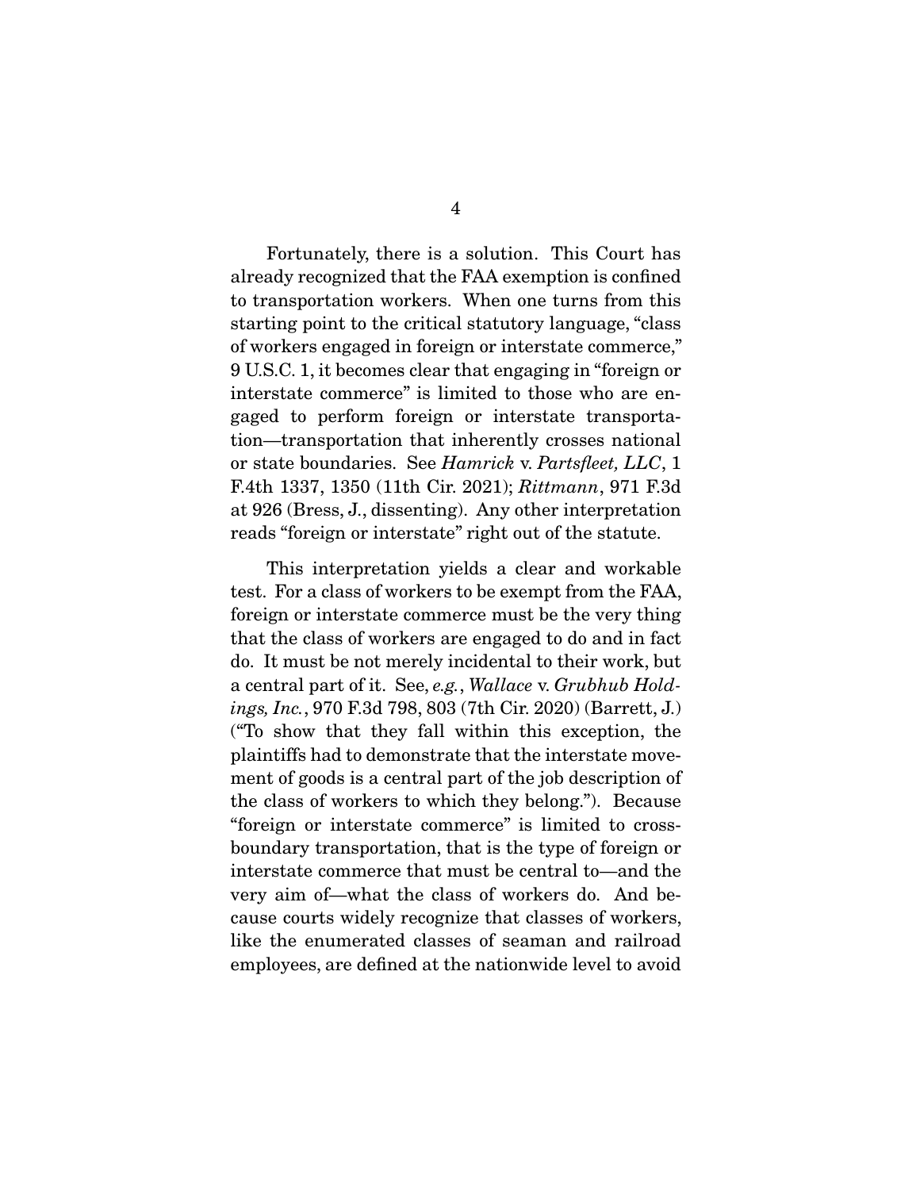Fortunately, there is a solution. This Court has already recognized that the FAA exemption is confined to transportation workers. When one turns from this starting point to the critical statutory language, "class of workers engaged in foreign or interstate commerce," 9 U.S.C. 1, it becomes clear that engaging in "foreign or interstate commerce" is limited to those who are engaged to perform foreign or interstate transportation—transportation that inherently crosses national or state boundaries. See *Hamrick* v. *Partsfleet, LLC*, 1 F.4th 1337, 1350 (11th Cir. 2021); *Rittmann*, 971 F.3d at 926 (Bress, J., dissenting). Any other interpretation reads "foreign or interstate" right out of the statute.

This interpretation yields a clear and workable test. For a class of workers to be exempt from the FAA, foreign or interstate commerce must be the very thing that the class of workers are engaged to do and in fact do. It must be not merely incidental to their work, but a central part of it. See, *e.g.*, *Wallace* v. *Grubhub Holdings, Inc.*, 970 F.3d 798, 803 (7th Cir. 2020) (Barrett, J.) ("To show that they fall within this exception, the plaintiffs had to demonstrate that the interstate movement of goods is a central part of the job description of the class of workers to which they belong."). Because "foreign or interstate commerce" is limited to cross-boundary transportation, that is the type of foreign or interstate commerce that must be central to—and the very aim of—what the class of workers do. And because courts widely recognize that classes of workers, like the enumerated classes of seaman and railroad employees, are defined at the nationwide level to avoid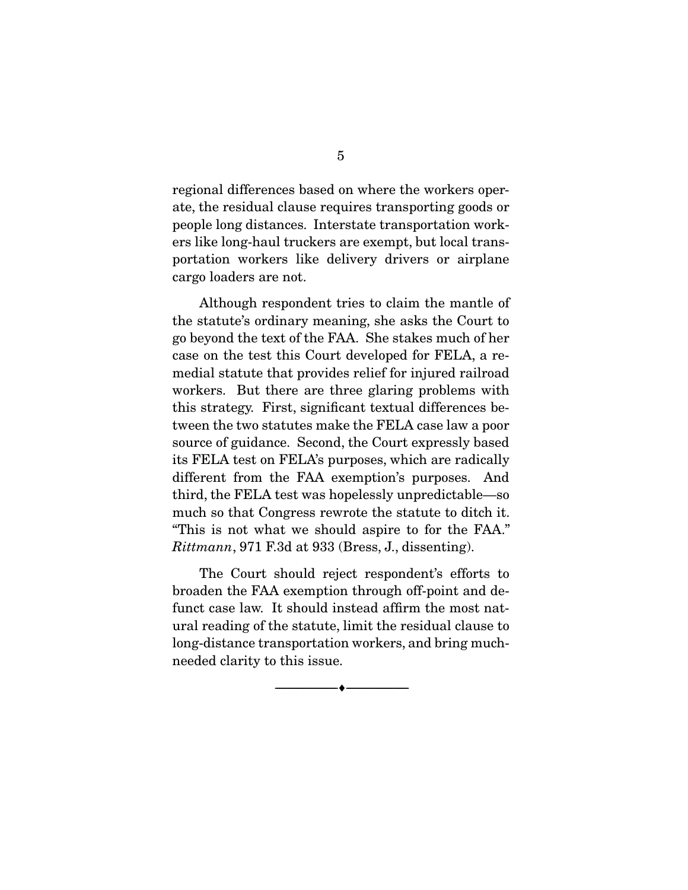regional differences based on where the workers operate, the residual clause requires transporting goods or people long distances. Interstate transportation workers like long-haul truckers are exempt, but local transportation workers like delivery drivers or airplane cargo loaders are not.

Although respondent tries to claim the mantle of the statute's ordinary meaning, she asks the Court to go beyond the text of the FAA. She stakes much of her case on the test this Court developed for FELA, a remedial statute that provides relief for injured railroad workers. But there are three glaring problems with this strategy. First, significant textual differences between the two statutes make the FELA case law a poor source of guidance. Second, the Court expressly based its FELA test on FELA's purposes, which are radically different from the FAA exemption's purposes. And third, the FELA test was hopelessly unpredictable—so much so that Congress rewrote the statute to ditch it. "This is not what we should aspire to for the FAA." *Rittmann*, 971 F.3d at 933 (Bress, J., dissenting).

The Court should reject respondent's efforts to broaden the FAA exemption through off-point and defunct case law. It should instead affirm the most natural reading of the statute, limit the residual clause to long-distance transportation workers, and bring much-needed clarity to this issue.

---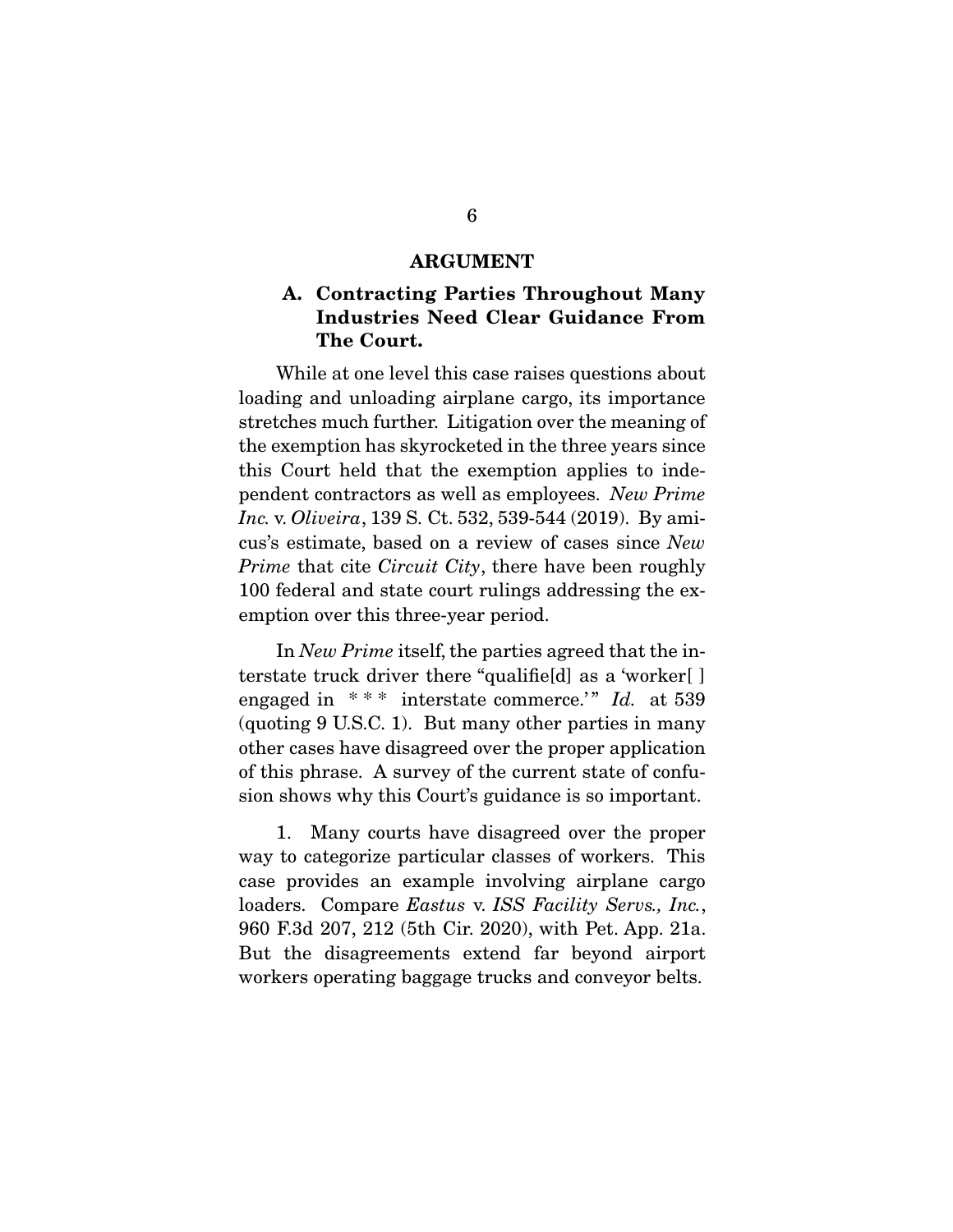## ARGUMENT

### A. Contracting Parties Throughout Many Industries Need Clear Guidance From The Court.

While at one level this case raises questions about loading and unloading airplane cargo, its importance stretches much further. Litigation over the meaning of the exemption has skyrocketed in the three years since this Court held that the exemption applies to independent contractors as well as employees. *New Prime Inc.* v. *Oliveira*, 139 S. Ct. 532, 539-544 (2019). By amicus's estimate, based on a review of cases since *New Prime* that cite *Circuit City*, there have been roughly 100 federal and state court rulings addressing the exemption over this three-year period.

In *New Prime* itself, the parties agreed that the interstate truck driver there "qualifie[d] as a 'worker[ ] engaged in * * * interstate commerce.'" *Id.* at 539 (quoting 9 U.S.C. 1). But many other parties in many other cases have disagreed over the proper application of this phrase. A survey of the current state of confusion shows why this Court's guidance is so important.

1. Many courts have disagreed over the proper way to categorize particular classes of workers. This case provides an example involving airplane cargo loaders. Compare *Eastus* v. *ISS Facility Servs., Inc.*, 960 F.3d 207, 212 (5th Cir. 2020), with Pet. App. 21a. But the disagreements extend far beyond airport workers operating baggage trucks and conveyor belts.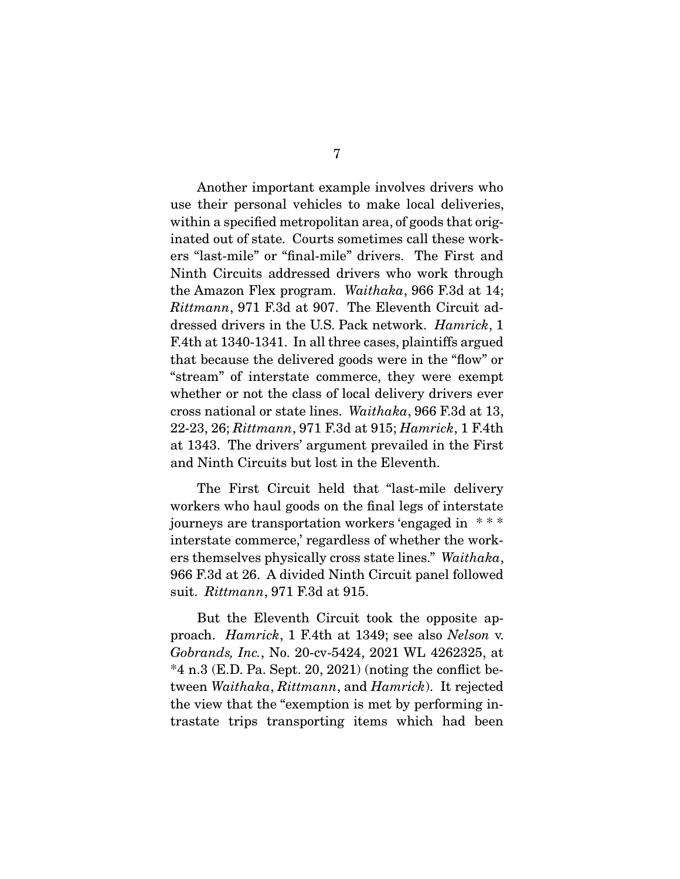Another important example involves drivers who use their personal vehicles to make local deliveries, within a specified metropolitan area, of goods that originated out of state. Courts sometimes call these workers "last-mile" or "final-mile" drivers. The First and Ninth Circuits addressed drivers who work through the Amazon Flex program. *Waithaka*, 966 F.3d at 14; *Rittmann*, 971 F.3d at 907. The Eleventh Circuit addressed drivers in the U.S. Pack network. *Hamrick*, 1 F.4th at 1340-1341. In all three cases, plaintiffs argued that because the delivered goods were in the "flow" or "stream" of interstate commerce, they were exempt whether or not the class of local delivery drivers ever cross national or state lines. *Waithaka*, 966 F.3d at 13, 22-23, 26; *Rittmann*, 971 F.3d at 915; *Hamrick*, 1 F.4th at 1343. The drivers' argument prevailed in the First and Ninth Circuits but lost in the Eleventh.

The First Circuit held that "last-mile delivery workers who haul goods on the final legs of interstate journeys are transportation workers 'engaged in * * * interstate commerce,' regardless of whether the workers themselves physically cross state lines." *Waithaka*, 966 F.3d at 26. A divided Ninth Circuit panel followed suit. *Rittmann*, 971 F.3d at 915.

But the Eleventh Circuit took the opposite approach. *Hamrick*, 1 F.4th at 1349; see also *Nelson* v. *Gobrands, Inc.*, No. 20-cv-5424, 2021 WL 4262325, at *4 n.3 (E.D. Pa. Sept. 20, 2021) (noting the conflict between *Waithaka*, *Rittmann*, and *Hamrick*). It rejected the view that the "exemption is met by performing intrastate trips transporting items which had been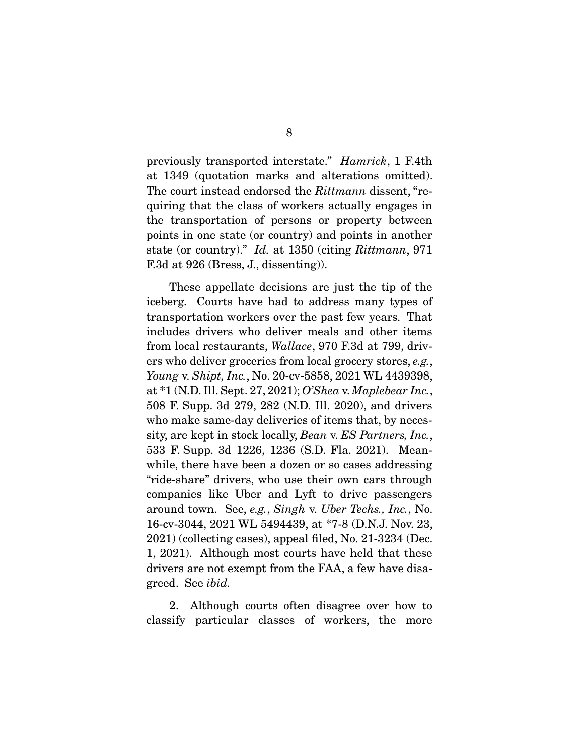previously transported interstate." *Hamrick*, 1 F.4th at 1349 (quotation marks and alterations omitted). The court instead endorsed the *Rittmann* dissent, "requiring that the class of workers actually engages in the transportation of persons or property between points in one state (or country) and points in another state (or country)." *Id.* at 1350 (citing *Rittmann*, 971 F.3d at 926 (Bress, J., dissenting)).

These appellate decisions are just the tip of the iceberg. Courts have had to address many types of transportation workers over the past few years. That includes drivers who deliver meals and other items from local restaurants, *Wallace*, 970 F.3d at 799, drivers who deliver groceries from local grocery stores, *e.g.*, *Young* v. *Shipt, Inc.*, No. 20-cv-5858, 2021 WL 4439398, at *1 (N.D. Ill. Sept. 27, 2021); *O'Shea* v. *Maplebear Inc.*, 508 F. Supp. 3d 279, 282 (N.D. Ill. 2020), and drivers who make same-day deliveries of items that, by necessity, are kept in stock locally, *Bean* v. *ES Partners, Inc.*, 533 F. Supp. 3d 1226, 1236 (S.D. Fla. 2021). Meanwhile, there have been a dozen or so cases addressing "ride-share" drivers, who use their own cars through companies like Uber and Lyft to drive passengers around town. See, *e.g.*, *Singh* v. *Uber Techs., Inc.*, No. 16-cv-3044, 2021 WL 5494439, at *7-8 (D.N.J. Nov. 23, 2021) (collecting cases), appeal filed, No. 21-3234 (Dec. 1, 2021). Although most courts have held that these drivers are not exempt from the FAA, a few have disagreed. See *ibid.*

2. Although courts often disagree over how to classify particular classes of workers, the more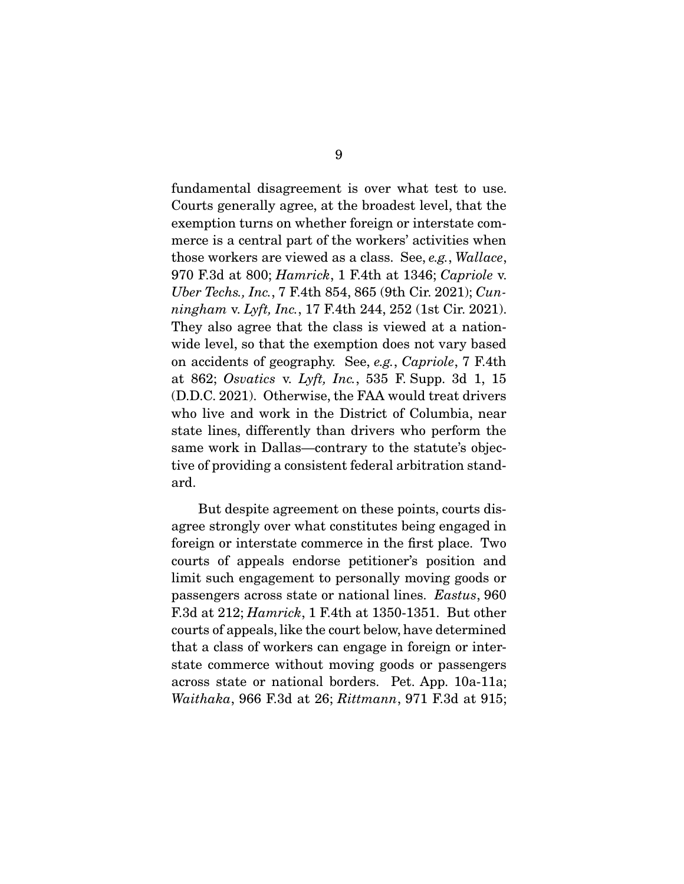fundamental disagreement is over what test to use. Courts generally agree, at the broadest level, that the exemption turns on whether foreign or interstate commerce is a central part of the workers' activities when those workers are viewed as a class. See, *e.g.*, *Wallace*, 970 F.3d at 800; *Hamrick*, 1 F.4th at 1346; *Capriole* v. *Uber Techs., Inc.*, 7 F.4th 854, 865 (9th Cir. 2021); *Cunningham* v. *Lyft, Inc.*, 17 F.4th 244, 252 (1st Cir. 2021). They also agree that the class is viewed at a nationwide level, so that the exemption does not vary based on accidents of geography. See, *e.g.*, *Capriole*, 7 F.4th at 862; *Osvatics* v. *Lyft, Inc.*, 535 F. Supp. 3d 1, 15 (D.D.C. 2021). Otherwise, the FAA would treat drivers who live and work in the District of Columbia, near state lines, differently than drivers who perform the same work in Dallas—contrary to the statute's objective of providing a consistent federal arbitration standard.

But despite agreement on these points, courts disagree strongly over what constitutes being engaged in foreign or interstate commerce in the first place. Two courts of appeals endorse petitioner's position and limit such engagement to personally moving goods or passengers across state or national lines. *Eastus*, 960 F.3d at 212; *Hamrick*, 1 F.4th at 1350-1351. But other courts of appeals, like the court below, have determined that a class of workers can engage in foreign or interstate commerce without moving goods or passengers across state or national borders. Pet. App. 10a-11a; *Waithaka*, 966 F.3d at 26; *Rittmann*, 971 F.3d at 915;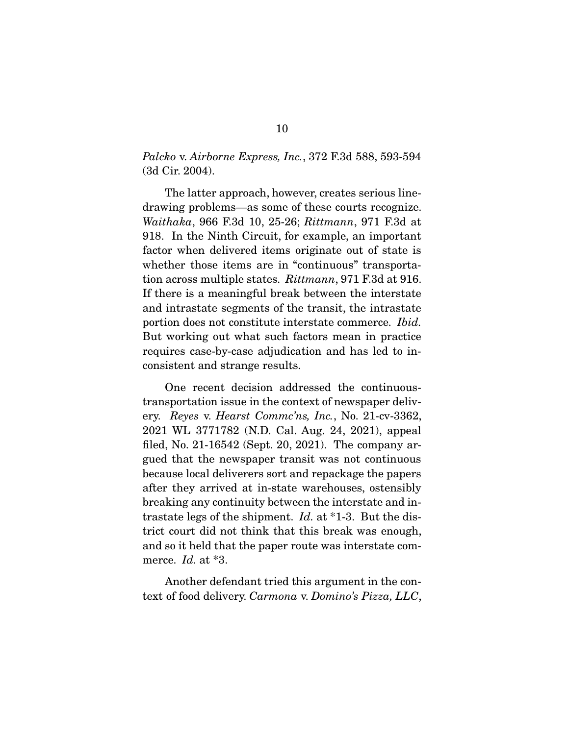*Palcko* v. *Airborne Express, Inc.*, 372 F.3d 588, 593-594 (3d Cir. 2004).

The latter approach, however, creates serious line-drawing problems—as some of these courts recognize. *Waithaka*, 966 F.3d 10, 25-26; *Rittmann*, 971 F.3d at 918. In the Ninth Circuit, for example, an important factor when delivered items originate out of state is whether those items are in "continuous" transportation across multiple states. *Rittmann*, 971 F.3d at 916. If there is a meaningful break between the interstate and intrastate segments of the transit, the intrastate portion does not constitute interstate commerce. *Ibid.* But working out what such factors mean in practice requires case-by-case adjudication and has led to inconsistent and strange results.

One recent decision addressed the continuous-transportation issue in the context of newspaper delivery. *Reyes* v. *Hearst Commc'ns, Inc.*, No. 21-cv-3362, 2021 WL 3771782 (N.D. Cal. Aug. 24, 2021), appeal filed, No. 21-16542 (Sept. 20, 2021). The company argued that the newspaper transit was not continuous because local deliverers sort and repackage the papers after they arrived at in-state warehouses, ostensibly breaking any continuity between the interstate and intrastate legs of the shipment. *Id.* at *1-3. But the district court did not think that this break was enough, and so it held that the paper route was interstate commerce. *Id.* at *3.

Another defendant tried this argument in the context of food delivery. *Carmona* v. *Domino's Pizza, LLC*,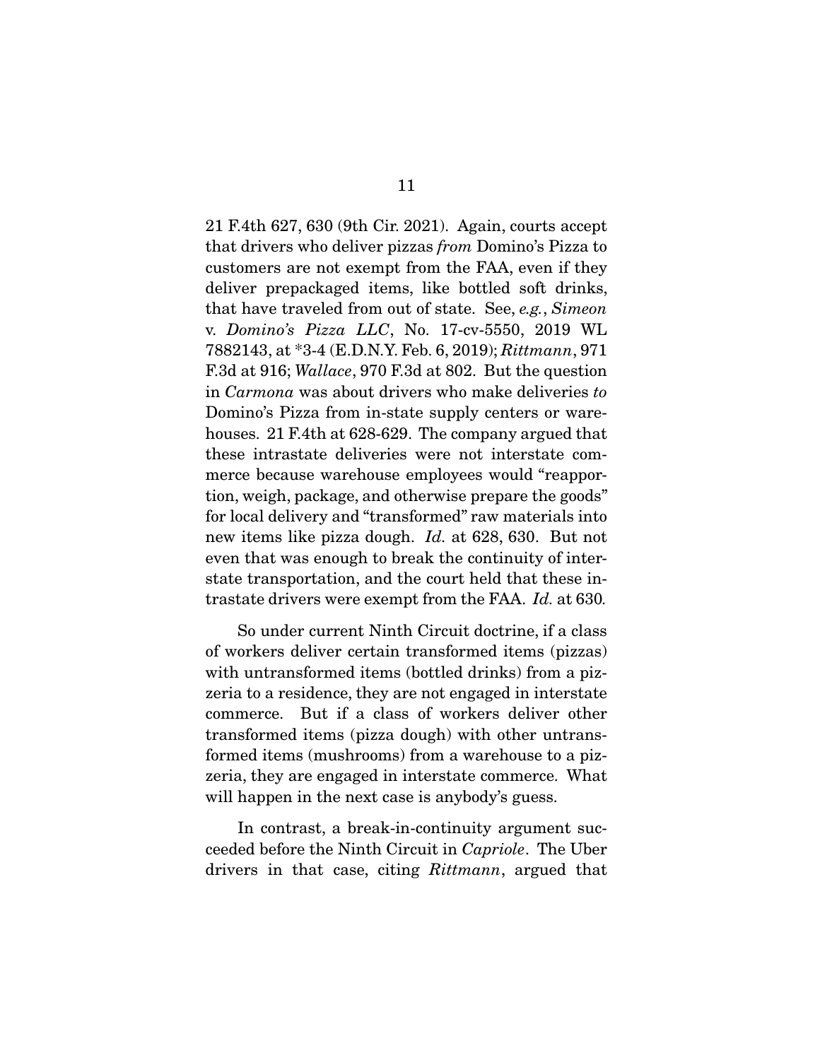21 F.4th 627, 630 (9th Cir. 2021). Again, courts accept that drivers who deliver pizzas *from* Domino's Pizza to customers are not exempt from the FAA, even if they deliver prepackaged items, like bottled soft drinks, that have traveled from out of state. See, *e.g.*, *Simeon* v. *Domino's Pizza LLC*, No. 17-cv-5550, 2019 WL 7882143, at *3-4 (E.D.N.Y. Feb. 6, 2019); *Rittmann*, 971 F.3d at 916; *Wallace*, 970 F.3d at 802. But the question in *Carmona* was about drivers who make deliveries *to* Domino's Pizza from in-state supply centers or warehouses. 21 F.4th at 628-629. The company argued that these intrastate deliveries were not interstate commerce because warehouse employees would "reapportion, weigh, package, and otherwise prepare the goods" for local delivery and "transformed" raw materials into new items like pizza dough. *Id.* at 628, 630. But not even that was enough to break the continuity of interstate transportation, and the court held that these intrastate drivers were exempt from the FAA. *Id.* at 630.

So under current Ninth Circuit doctrine, if a class of workers deliver certain transformed items (pizzas) with untransformed items (bottled drinks) from a pizzeria to a residence, they are not engaged in interstate commerce. But if a class of workers deliver other transformed items (pizza dough) with other untransformed items (mushrooms) from a warehouse to a pizzeria, they are engaged in interstate commerce. What will happen in the next case is anybody's guess.

In contrast, a break-in-continuity argument succeeded before the Ninth Circuit in *Capriole*. The Uber drivers in that case, citing *Rittmann*, argued that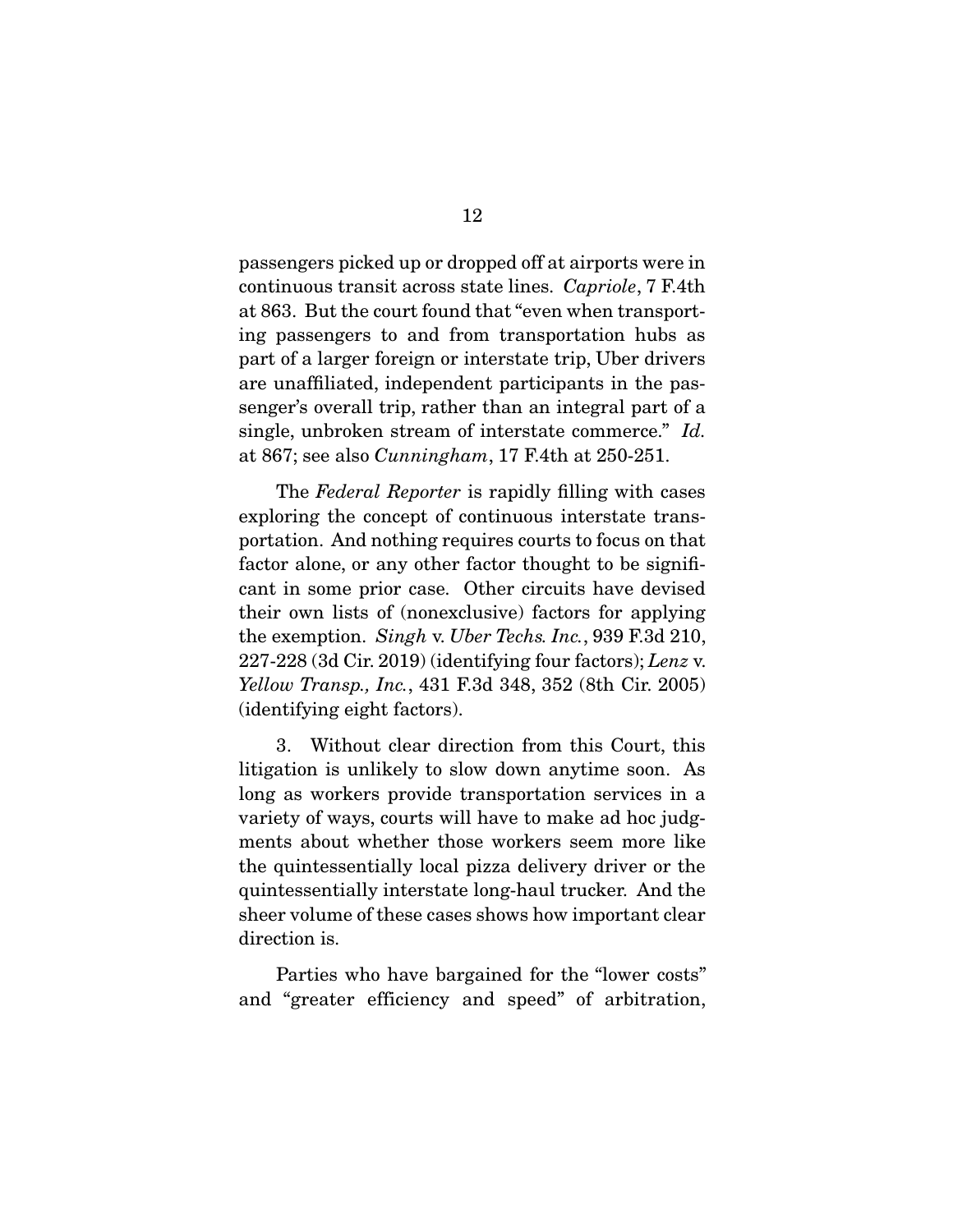passengers picked up or dropped off at airports were in continuous transit across state lines. *Capriole*, 7 F.4th at 863. But the court found that "even when transporting passengers to and from transportation hubs as part of a larger foreign or interstate trip, Uber drivers are unaffiliated, independent participants in the passenger's overall trip, rather than an integral part of a single, unbroken stream of interstate commerce." *Id.* at 867; see also *Cunningham*, 17 F.4th at 250-251.

The *Federal Reporter* is rapidly filling with cases exploring the concept of continuous interstate transportation. And nothing requires courts to focus on that factor alone, or any other factor thought to be significant in some prior case. Other circuits have devised their own lists of (nonexclusive) factors for applying the exemption. *Singh* v. *Uber Techs. Inc.*, 939 F.3d 210, 227-228 (3d Cir. 2019) (identifying four factors); *Lenz* v. *Yellow Transp., Inc.*, 431 F.3d 348, 352 (8th Cir. 2005) (identifying eight factors).

3. Without clear direction from this Court, this litigation is unlikely to slow down anytime soon. As long as workers provide transportation services in a variety of ways, courts will have to make ad hoc judgments about whether those workers seem more like the quintessentially local pizza delivery driver or the quintessentially interstate long-haul trucker. And the sheer volume of these cases shows how important clear direction is.

Parties who have bargained for the "lower costs" and "greater efficiency and speed" of arbitration,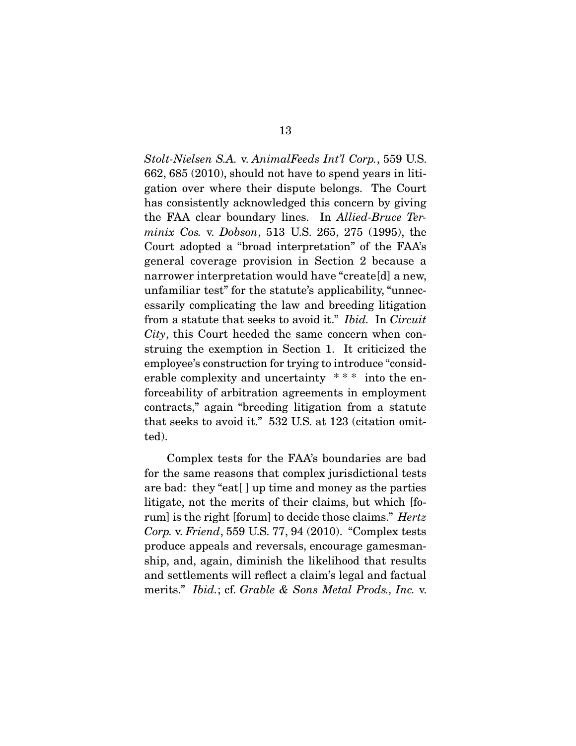*Stolt-Nielsen S.A.* v. *AnimalFeeds Int'l Corp.*, 559 U.S. 662, 685 (2010), should not have to spend years in litigation over where their dispute belongs. The Court has consistently acknowledged this concern by giving the FAA clear boundary lines. In *Allied-Bruce Terminix Cos.* v. *Dobson*, 513 U.S. 265, 275 (1995), the Court adopted a "broad interpretation" of the FAA's general coverage provision in Section 2 because a narrower interpretation would have "create[d] a new, unfamiliar test" for the statute's applicability, "unnecessarily complicating the law and breeding litigation from a statute that seeks to avoid it." *Ibid.* In *Circuit City*, this Court heeded the same concern when construing the exemption in Section 1. It criticized the employee's construction for trying to introduce "considerable complexity and uncertainty * * * into the enforceability of arbitration agreements in employment contracts," again "breeding litigation from a statute that seeks to avoid it." 532 U.S. at 123 (citation omitted).

Complex tests for the FAA's boundaries are bad for the same reasons that complex jurisdictional tests are bad: they "eat[ ] up time and money as the parties litigate, not the merits of their claims, but which [forum] is the right [forum] to decide those claims." *Hertz Corp.* v. *Friend*, 559 U.S. 77, 94 (2010). "Complex tests produce appeals and reversals, encourage gamesmanship, and, again, diminish the likelihood that results and settlements will reflect a claim's legal and factual merits." *Ibid.*; cf. *Grable & Sons Metal Prods., Inc.* v.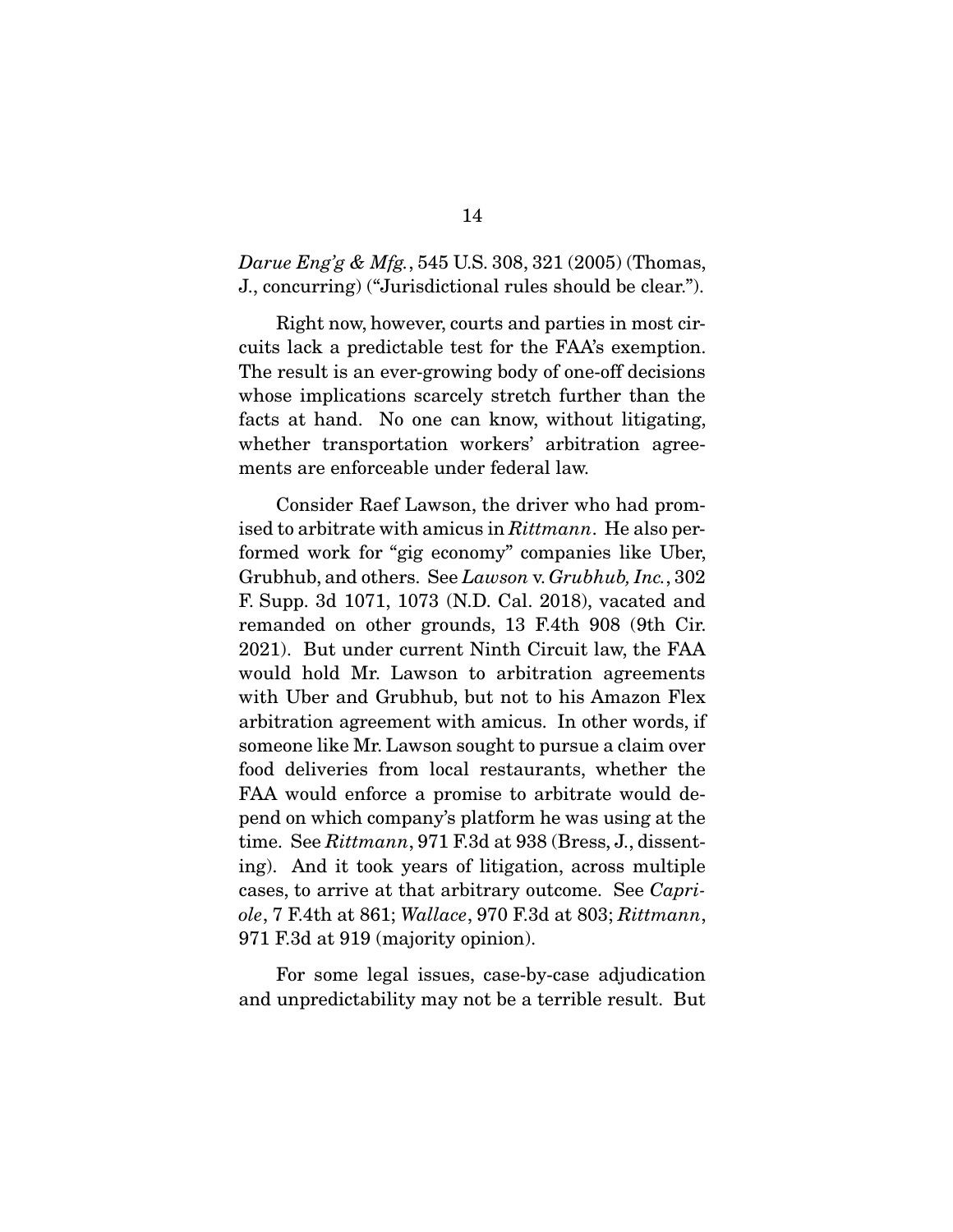*Darue Eng'g & Mfg.*, 545 U.S. 308, 321 (2005) (Thomas, J., concurring) ("Jurisdictional rules should be clear.").

Right now, however, courts and parties in most circuits lack a predictable test for the FAA's exemption. The result is an ever-growing body of one-off decisions whose implications scarcely stretch further than the facts at hand. No one can know, without litigating, whether transportation workers' arbitration agreements are enforceable under federal law.

Consider Raef Lawson, the driver who had promised to arbitrate with amicus in *Rittmann*. He also performed work for "gig economy" companies like Uber, Grubhub, and others. See *Lawson* v. *Grubhub, Inc.*, 302 F. Supp. 3d 1071, 1073 (N.D. Cal. 2018), vacated and remanded on other grounds, 13 F.4th 908 (9th Cir. 2021). But under current Ninth Circuit law, the FAA would hold Mr. Lawson to arbitration agreements with Uber and Grubhub, but not to his Amazon Flex arbitration agreement with amicus. In other words, if someone like Mr. Lawson sought to pursue a claim over food deliveries from local restaurants, whether the FAA would enforce a promise to arbitrate would depend on which company's platform he was using at the time. See *Rittmann*, 971 F.3d at 938 (Bress, J., dissenting). And it took years of litigation, across multiple cases, to arrive at that arbitrary outcome. See *Capriole*, 7 F.4th at 861; *Wallace*, 970 F.3d at 803; *Rittmann*, 971 F.3d at 919 (majority opinion).

For some legal issues, case-by-case adjudication and unpredictability may not be a terrible result. But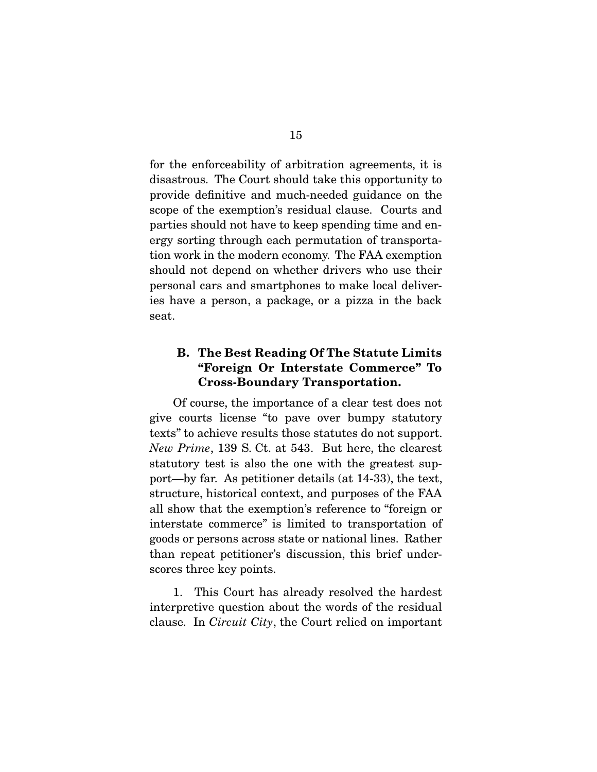for the enforceability of arbitration agreements, it is disastrous. The Court should take this opportunity to provide definitive and much-needed guidance on the scope of the exemption's residual clause. Courts and parties should not have to keep spending time and energy sorting through each permutation of transportation work in the modern economy. The FAA exemption should not depend on whether drivers who use their personal cars and smartphones to make local deliveries have a person, a package, or a pizza in the back seat.

### B. The Best Reading Of The Statute Limits "Foreign Or Interstate Commerce" To Cross-Boundary Transportation.

Of course, the importance of a clear test does not give courts license "to pave over bumpy statutory texts" to achieve results those statutes do not support. *New Prime*, 139 S. Ct. at 543. But here, the clearest statutory test is also the one with the greatest support—by far. As petitioner details (at 14-33), the text, structure, historical context, and purposes of the FAA all show that the exemption's reference to "foreign or interstate commerce" is limited to transportation of goods or persons across state or national lines. Rather than repeat petitioner's discussion, this brief underscores three key points.

1. This Court has already resolved the hardest interpretive question about the words of the residual clause. In *Circuit City*, the Court relied on important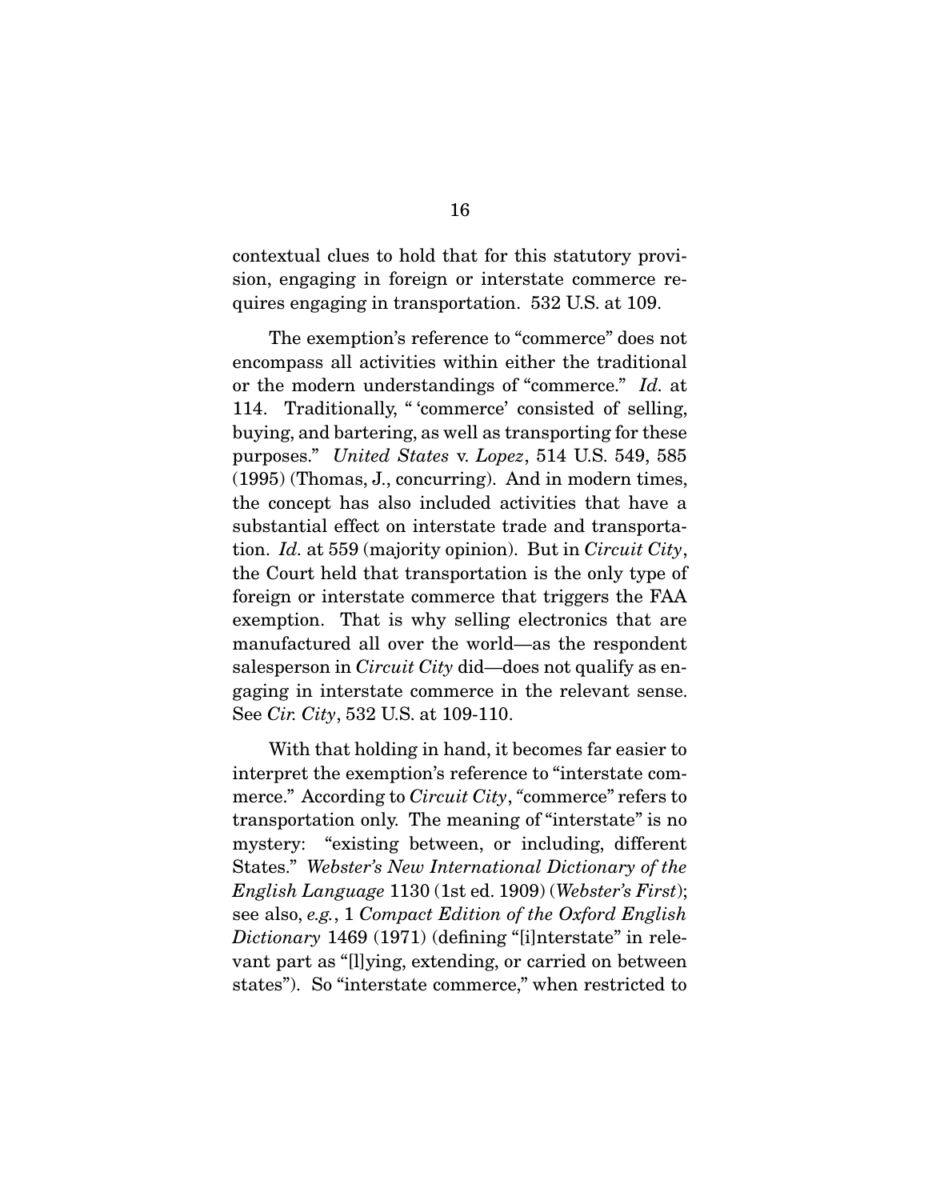contextual clues to hold that for this statutory provision, engaging in foreign or interstate commerce requires engaging in transportation. 532 U.S. at 109.

The exemption's reference to "commerce" does not encompass all activities within either the traditional or the modern understandings of "commerce." *Id.* at 114. Traditionally, " 'commerce' consisted of selling, buying, and bartering, as well as transporting for these purposes." *United States* v. *Lopez*, 514 U.S. 549, 585 (1995) (Thomas, J., concurring). And in modern times, the concept has also included activities that have a substantial effect on interstate trade and transportation. *Id.* at 559 (majority opinion). But in *Circuit City*, the Court held that transportation is the only type of foreign or interstate commerce that triggers the FAA exemption. That is why selling electronics that are manufactured all over the world—as the respondent salesperson in *Circuit City* did—does not qualify as engaging in interstate commerce in the relevant sense. See *Cir. City*, 532 U.S. at 109-110.

With that holding in hand, it becomes far easier to interpret the exemption's reference to "interstate commerce." According to *Circuit City*, "commerce" refers to transportation only. The meaning of "interstate" is no mystery: "existing between, or including, different States." *Webster's New International Dictionary of the English Language* 1130 (1st ed. 1909) (*Webster's First*); see also, *e.g.*, 1 *Compact Edition of the Oxford English Dictionary* 1469 (1971) (defining "[i]nterstate" in relevant part as "[l]ying, extending, or carried on between states"). So "interstate commerce," when restricted to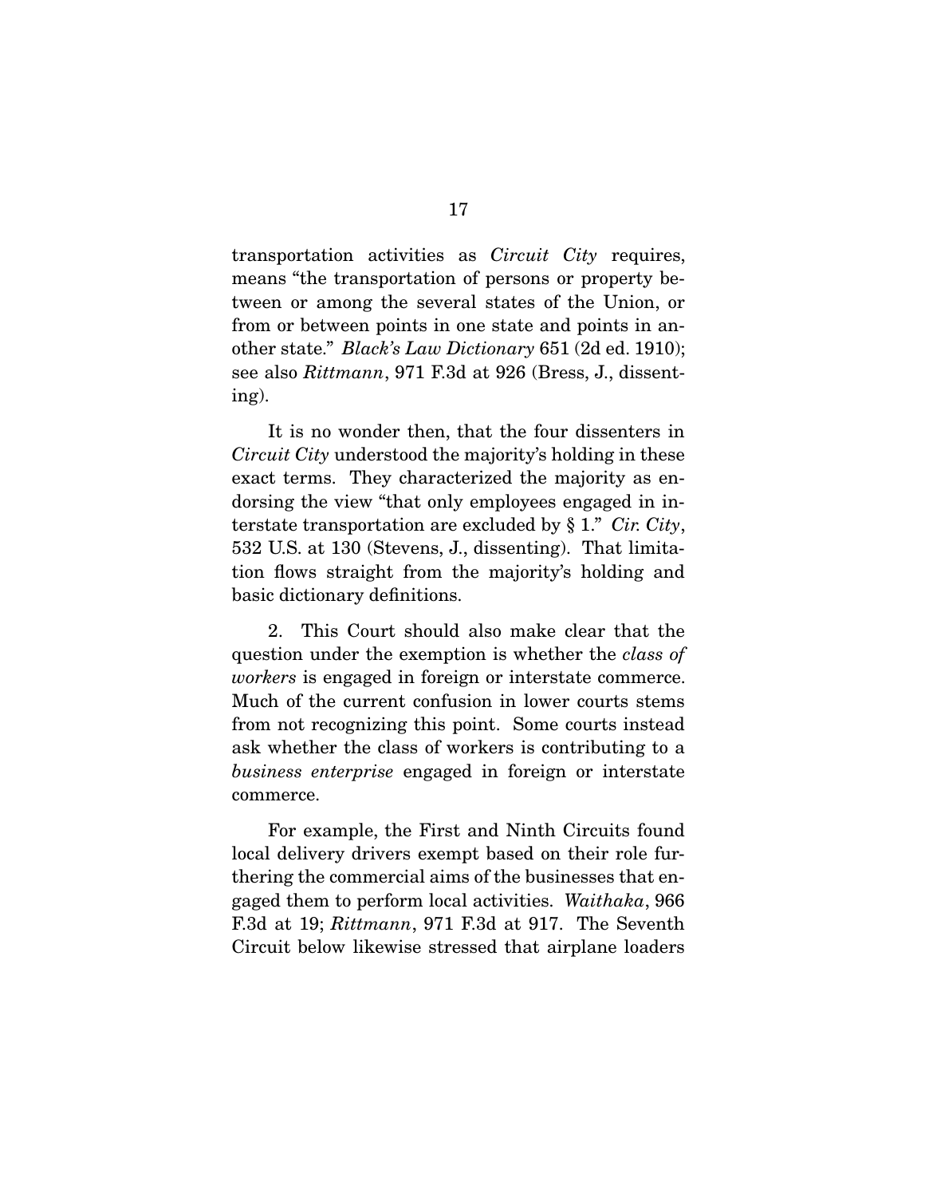transportation activities as *Circuit City* requires, means "the transportation of persons or property between or among the several states of the Union, or from or between points in one state and points in another state." *Black's Law Dictionary* 651 (2d ed. 1910); see also *Rittmann*, 971 F.3d at 926 (Bress, J., dissenting).

It is no wonder then, that the four dissenters in *Circuit City* understood the majority's holding in these exact terms. They characterized the majority as endorsing the view "that only employees engaged in interstate transportation are excluded by § 1." *Cir. City*, 532 U.S. at 130 (Stevens, J., dissenting). That limitation flows straight from the majority's holding and basic dictionary definitions.

2. This Court should also make clear that the question under the exemption is whether the *class of workers* is engaged in foreign or interstate commerce. Much of the current confusion in lower courts stems from not recognizing this point. Some courts instead ask whether the class of workers is contributing to a *business enterprise* engaged in foreign or interstate commerce.

For example, the First and Ninth Circuits found local delivery drivers exempt based on their role furthering the commercial aims of the businesses that engaged them to perform local activities. *Waithaka*, 966 F.3d at 19; *Rittmann*, 971 F.3d at 917. The Seventh Circuit below likewise stressed that airplane loaders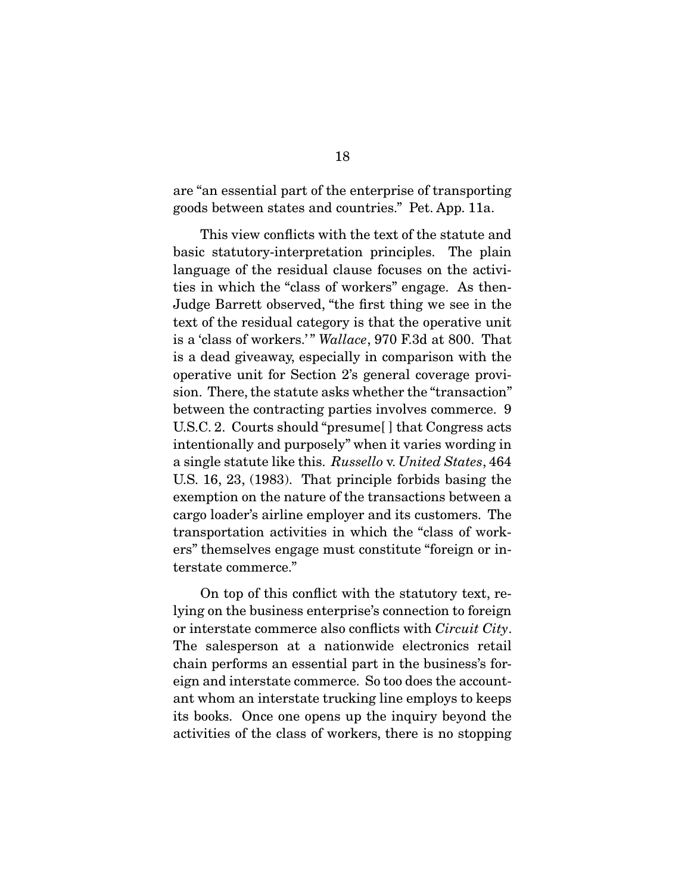are "an essential part of the enterprise of transporting goods between states and countries." Pet. App. 11a.

This view conflicts with the text of the statute and basic statutory-interpretation principles. The plain language of the residual clause focuses on the activities in which the "class of workers" engage. As then-Judge Barrett observed, "the first thing we see in the text of the residual category is that the operative unit is a 'class of workers.'" *Wallace*, 970 F.3d at 800. That is a dead giveaway, especially in comparison with the operative unit for Section 2's general coverage provision. There, the statute asks whether the "transaction" between the contracting parties involves commerce. 9 U.S.C. 2. Courts should "presume[ ] that Congress acts intentionally and purposely" when it varies wording in a single statute like this. *Russello* v. *United States*, 464 U.S. 16, 23, (1983). That principle forbids basing the exemption on the nature of the transactions between a cargo loader's airline employer and its customers. The transportation activities in which the "class of workers" themselves engage must constitute "foreign or interstate commerce."

On top of this conflict with the statutory text, relying on the business enterprise's connection to foreign or interstate commerce also conflicts with *Circuit City*. The salesperson at a nationwide electronics retail chain performs an essential part in the business's foreign and interstate commerce. So too does the accountant whom an interstate trucking line employs to keeps its books. Once one opens up the inquiry beyond the activities of the class of workers, there is no stopping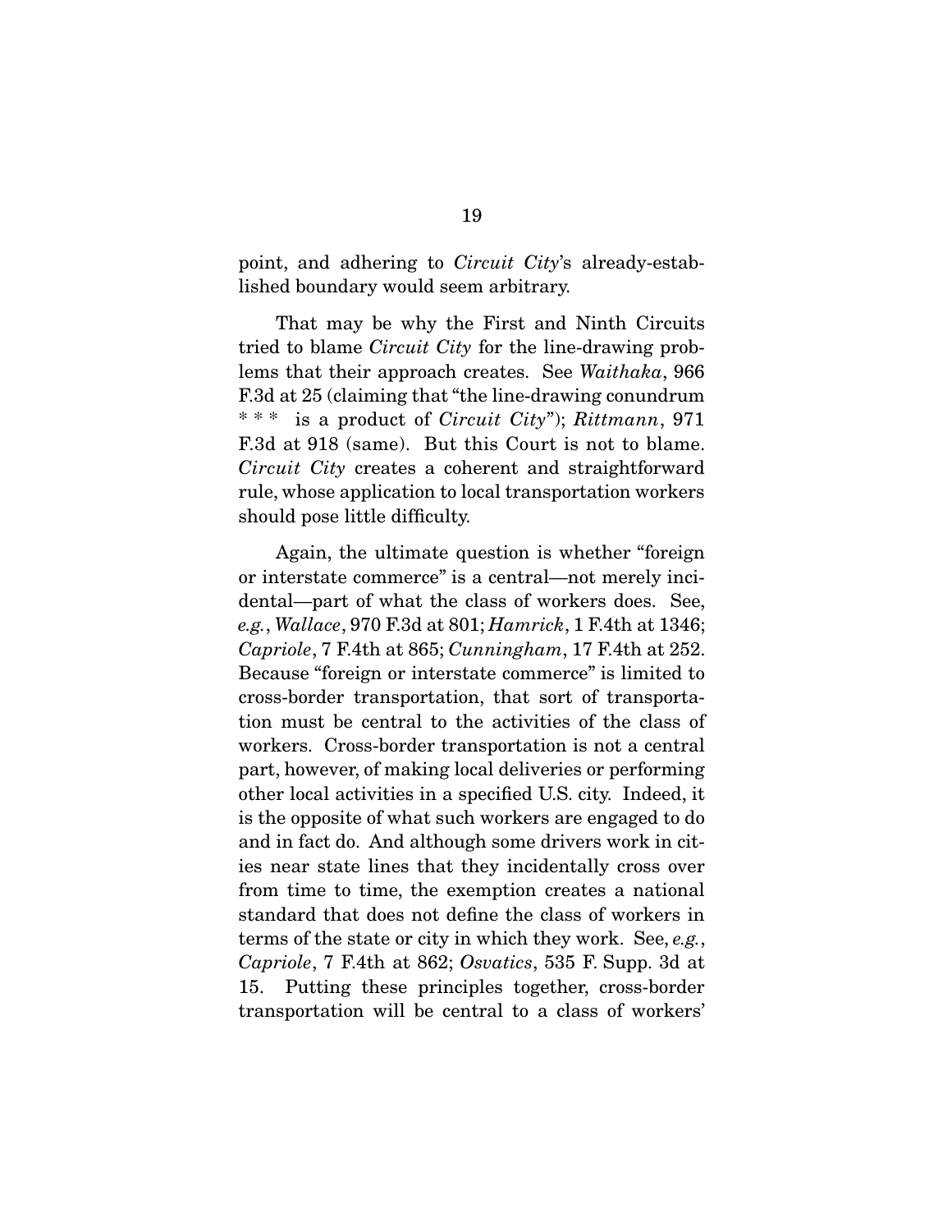point, and adhering to *Circuit City*'s already-established boundary would seem arbitrary.

That may be why the First and Ninth Circuits tried to blame *Circuit City* for the line-drawing problems that their approach creates. See *Waithaka*, 966 F.3d at 25 (claiming that "the line-drawing conundrum * * * is a product of *Circuit City*"); *Rittmann*, 971 F.3d at 918 (same). But this Court is not to blame. *Circuit City* creates a coherent and straightforward rule, whose application to local transportation workers should pose little difficulty.

Again, the ultimate question is whether "foreign or interstate commerce" is a central—not merely incidental—part of what the class of workers does. See, *e.g.*, *Wallace*, 970 F.3d at 801; *Hamrick*, 1 F.4th at 1346; *Capriole*, 7 F.4th at 865; *Cunningham*, 17 F.4th at 252. Because "foreign or interstate commerce" is limited to cross-border transportation, that sort of transportation must be central to the activities of the class of workers. Cross-border transportation is not a central part, however, of making local deliveries or performing other local activities in a specified U.S. city. Indeed, it is the opposite of what such workers are engaged to do and in fact do. And although some drivers work in cities near state lines that they incidentally cross over from time to time, the exemption creates a national standard that does not define the class of workers in terms of the state or city in which they work. See, *e.g.*, *Capriole*, 7 F.4th at 862; *Osvatics*, 535 F. Supp. 3d at 15. Putting these principles together, cross-border transportation will be central to a class of workers'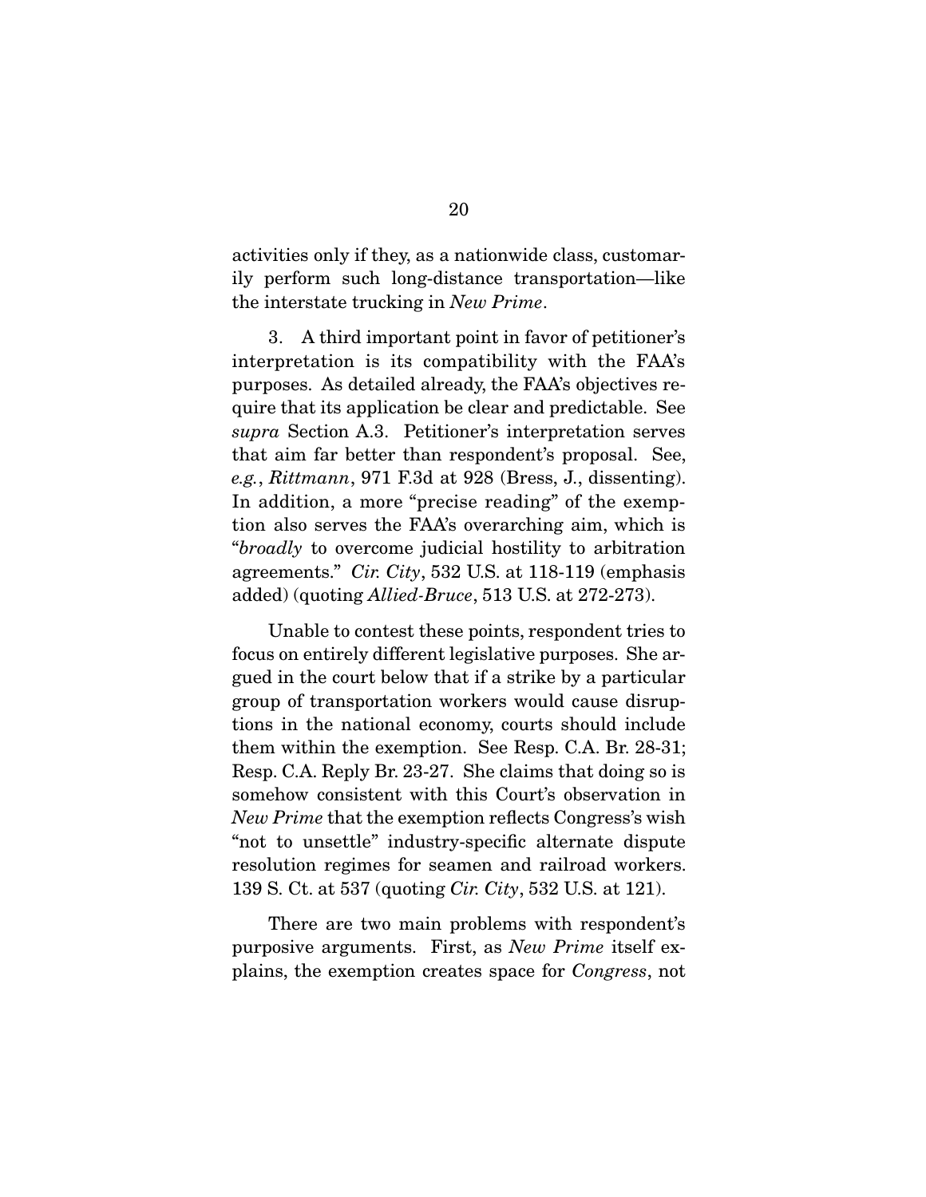activities only if they, as a nationwide class, customarily perform such long-distance transportation—like the interstate trucking in *New Prime*.

3. A third important point in favor of petitioner's interpretation is its compatibility with the FAA's purposes. As detailed already, the FAA's objectives require that its application be clear and predictable. See *supra* Section A.3. Petitioner's interpretation serves that aim far better than respondent's proposal. See, *e.g.*, *Rittmann*, 971 F.3d at 928 (Bress, J., dissenting). In addition, a more "precise reading" of the exemption also serves the FAA's overarching aim, which is "*broadly* to overcome judicial hostility to arbitration agreements." *Cir. City*, 532 U.S. at 118-119 (emphasis added) (quoting *Allied-Bruce*, 513 U.S. at 272-273).

Unable to contest these points, respondent tries to focus on entirely different legislative purposes. She argued in the court below that if a strike by a particular group of transportation workers would cause disruptions in the national economy, courts should include them within the exemption. See Resp. C.A. Br. 28-31; Resp. C.A. Reply Br. 23-27. She claims that doing so is somehow consistent with this Court's observation in *New Prime* that the exemption reflects Congress's wish "not to unsettle" industry-specific alternate dispute resolution regimes for seamen and railroad workers. 139 S. Ct. at 537 (quoting *Cir. City*, 532 U.S. at 121).

There are two main problems with respondent's purposive arguments. First, as *New Prime* itself explains, the exemption creates space for *Congress*, not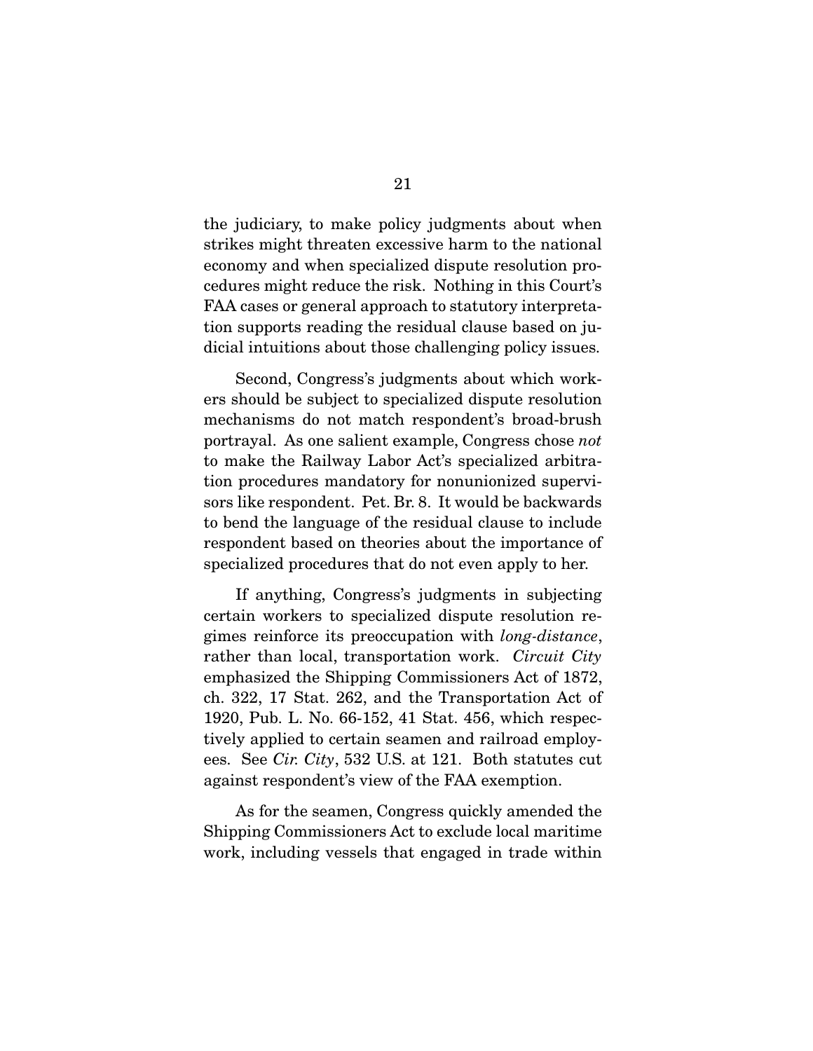the judiciary, to make policy judgments about when strikes might threaten excessive harm to the national economy and when specialized dispute resolution procedures might reduce the risk. Nothing in this Court's FAA cases or general approach to statutory interpretation supports reading the residual clause based on judicial intuitions about those challenging policy issues.

Second, Congress's judgments about which workers should be subject to specialized dispute resolution mechanisms do not match respondent's broad-brush portrayal. As one salient example, Congress chose *not* to make the Railway Labor Act's specialized arbitration procedures mandatory for nonunionized supervisors like respondent. Pet. Br. 8. It would be backwards to bend the language of the residual clause to include respondent based on theories about the importance of specialized procedures that do not even apply to her.

If anything, Congress's judgments in subjecting certain workers to specialized dispute resolution regimes reinforce its preoccupation with *long-distance*, rather than local, transportation work. *Circuit City* emphasized the Shipping Commissioners Act of 1872, ch. 322, 17 Stat. 262, and the Transportation Act of 1920, Pub. L. No. 66-152, 41 Stat. 456, which respectively applied to certain seamen and railroad employees. See *Cir. City*, 532 U.S. at 121. Both statutes cut against respondent's view of the FAA exemption.

As for the seamen, Congress quickly amended the Shipping Commissioners Act to exclude local maritime work, including vessels that engaged in trade within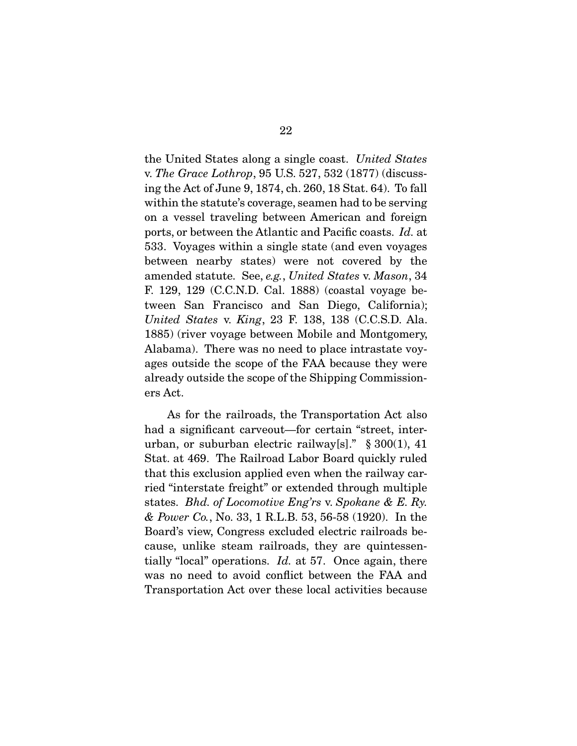the United States along a single coast. *United States* v. *The Grace Lothrop*, 95 U.S. 527, 532 (1877) (discussing the Act of June 9, 1874, ch. 260, 18 Stat. 64). To fall within the statute's coverage, seamen had to be serving on a vessel traveling between American and foreign ports, or between the Atlantic and Pacific coasts. *Id.* at 533. Voyages within a single state (and even voyages between nearby states) were not covered by the amended statute. See, *e.g.*, *United States* v. *Mason*, 34 F. 129, 129 (C.C.N.D. Cal. 1888) (coastal voyage between San Francisco and San Diego, California); *United States* v. *King*, 23 F. 138, 138 (C.C.S.D. Ala. 1885) (river voyage between Mobile and Montgomery, Alabama). There was no need to place intrastate voyages outside the scope of the FAA because they were already outside the scope of the Shipping Commissioners Act.

As for the railroads, the Transportation Act also had a significant carveout—for certain "street, interurban, or suburban electric railway[s]." § 300(1), 41 Stat. at 469. The Railroad Labor Board quickly ruled that this exclusion applied even when the railway carried "interstate freight" or extended through multiple states. *Bhd. of Locomotive Eng'rs* v. *Spokane & E. Ry. & Power Co.*, No. 33, 1 R.L.B. 53, 56-58 (1920). In the Board's view, Congress excluded electric railroads because, unlike steam railroads, they are quintessentially "local" operations. *Id.* at 57. Once again, there was no need to avoid conflict between the FAA and Transportation Act over these local activities because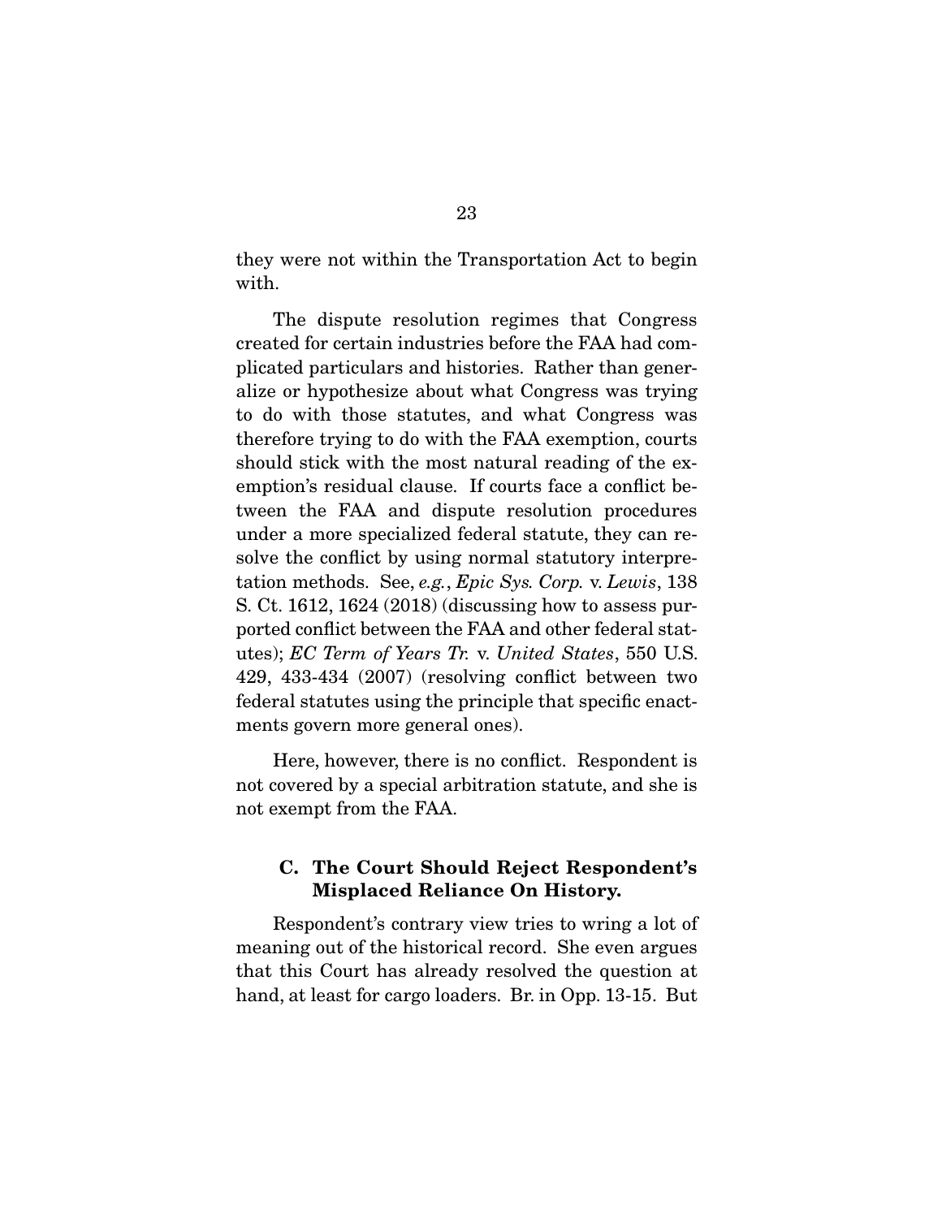they were not within the Transportation Act to begin with.

The dispute resolution regimes that Congress created for certain industries before the FAA had complicated particulars and histories. Rather than generalize or hypothesize about what Congress was trying to do with those statutes, and what Congress was therefore trying to do with the FAA exemption, courts should stick with the most natural reading of the exemption's residual clause. If courts face a conflict between the FAA and dispute resolution procedures under a more specialized federal statute, they can resolve the conflict by using normal statutory interpretation methods. See, *e.g.*, *Epic Sys. Corp.* v. *Lewis*, 138 S. Ct. 1612, 1624 (2018) (discussing how to assess purported conflict between the FAA and other federal statutes); *EC Term of Years Tr.* v. *United States*, 550 U.S. 429, 433-434 (2007) (resolving conflict between two federal statutes using the principle that specific enactments govern more general ones).

Here, however, there is no conflict. Respondent is not covered by a special arbitration statute, and she is not exempt from the FAA.

### C. The Court Should Reject Respondent's Misplaced Reliance On History.

Respondent's contrary view tries to wring a lot of meaning out of the historical record. She even argues that this Court has already resolved the question at hand, at least for cargo loaders. Br. in Opp. 13-15. But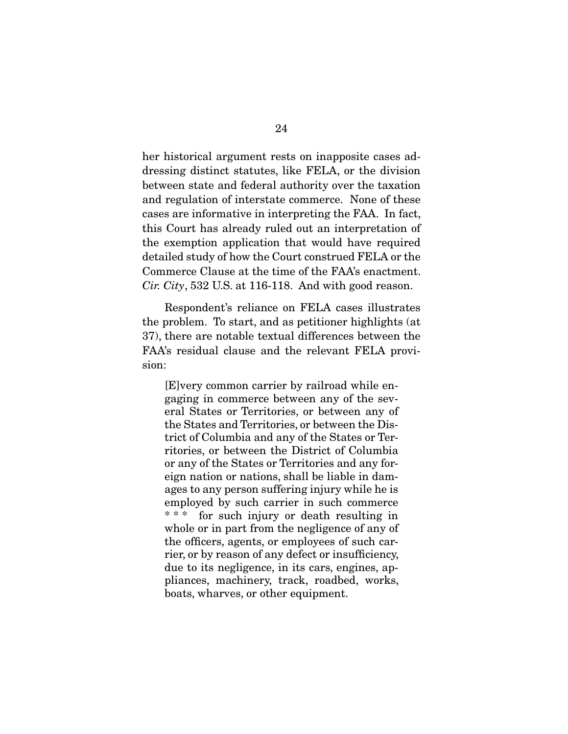her historical argument rests on inapposite cases addressing distinct statutes, like FELA, or the division between state and federal authority over the taxation and regulation of interstate commerce. None of these cases are informative in interpreting the FAA. In fact, this Court has already ruled out an interpretation of the exemption application that would have required detailed study of how the Court construed FELA or the Commerce Clause at the time of the FAA's enactment. *Cir. City*, 532 U.S. at 116-118. And with good reason.

Respondent's reliance on FELA cases illustrates the problem. To start, and as petitioner highlights (at 37), there are notable textual differences between the FAA's residual clause and the relevant FELA provision:

> [E]very common carrier by railroad while engaging in commerce between any of the several States or Territories, or between any of the States and Territories, or between the District of Columbia and any of the States or Territories, or between the District of Columbia or any of the States or Territories and any foreign nation or nations, shall be liable in damages to any person suffering injury while he is employed by such carrier in such commerce * * * for such injury or death resulting in whole or in part from the negligence of any of the officers, agents, or employees of such carrier, or by reason of any defect or insufficiency, due to its negligence, in its cars, engines, appliances, machinery, track, roadbed, works, boats, wharves, or other equipment.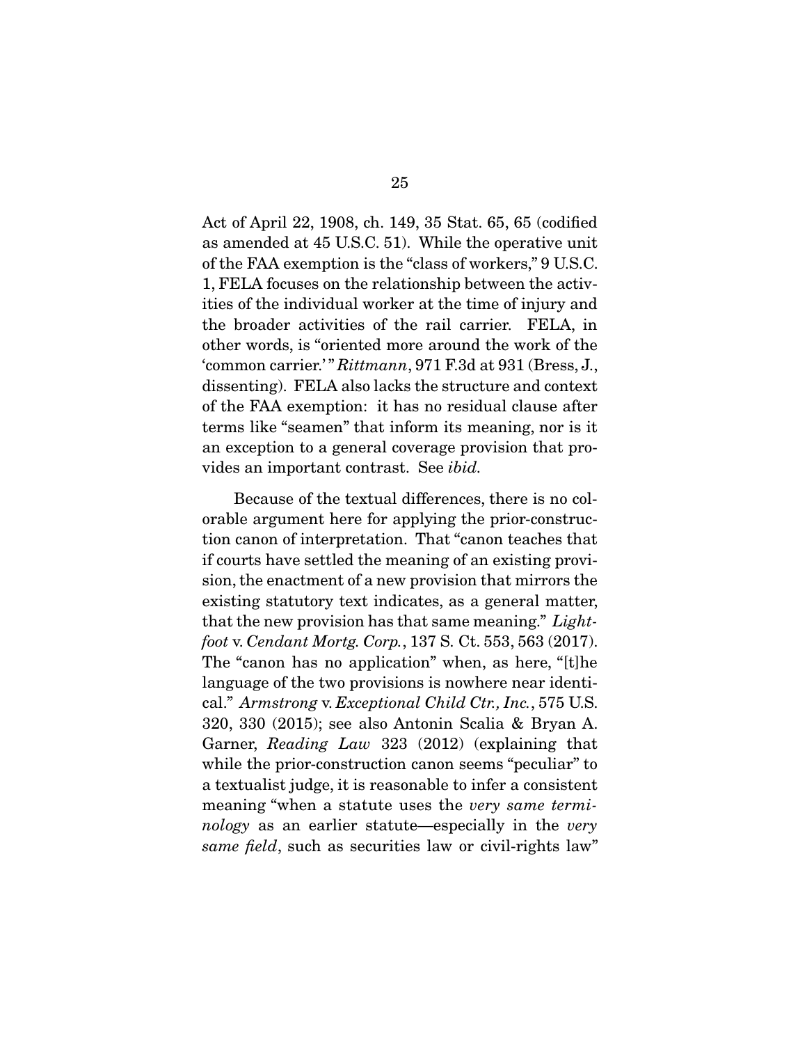Act of April 22, 1908, ch. 149, 35 Stat. 65, 65 (codified as amended at 45 U.S.C. 51). While the operative unit of the FAA exemption is the "class of workers," 9 U.S.C. 1, FELA focuses on the relationship between the activities of the individual worker at the time of injury and the broader activities of the rail carrier. FELA, in other words, is "oriented more around the work of the 'common carrier.'" *Rittmann*, 971 F.3d at 931 (Bress, J., dissenting). FELA also lacks the structure and context of the FAA exemption: it has no residual clause after terms like "seamen" that inform its meaning, nor is it an exception to a general coverage provision that provides an important contrast. See *ibid.*

Because of the textual differences, there is no colorable argument here for applying the prior-construction canon of interpretation. That "canon teaches that if courts have settled the meaning of an existing provision, the enactment of a new provision that mirrors the existing statutory text indicates, as a general matter, that the new provision has that same meaning." *Lightfoot* v. *Cendant Mortg. Corp.*, 137 S. Ct. 553, 563 (2017). The "canon has no application" when, as here, "[t]he language of the two provisions is nowhere near identical." *Armstrong* v. *Exceptional Child Ctr., Inc.*, 575 U.S. 320, 330 (2015); see also Antonin Scalia & Bryan A. Garner, *Reading Law* 323 (2012) (explaining that while the prior-construction canon seems "peculiar" to a textualist judge, it is reasonable to infer a consistent meaning "when a statute uses the *very same terminology* as an earlier statute—especially in the *very same field*, such as securities law or civil-rights law"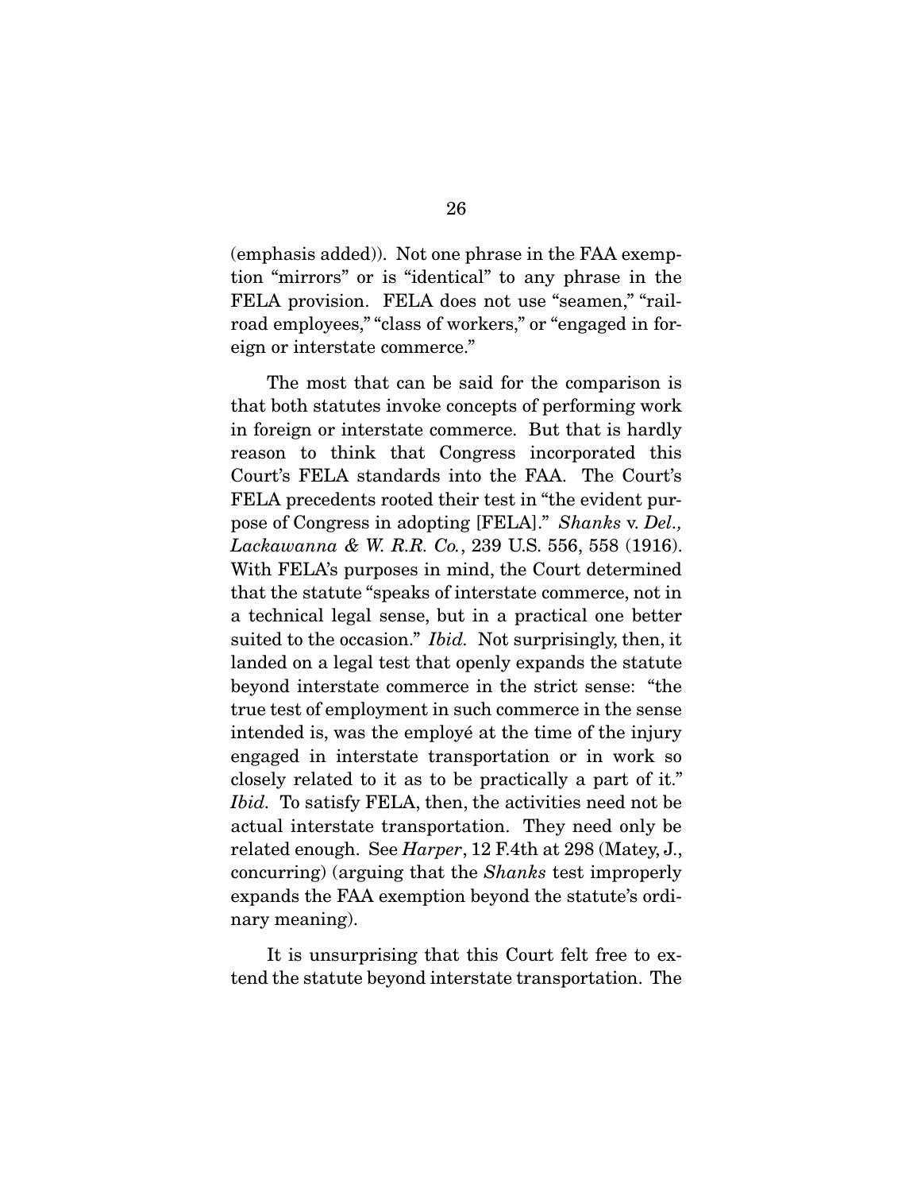(emphasis added)). Not one phrase in the FAA exemption "mirrors" or is "identical" to any phrase in the FELA provision. FELA does not use "seamen," "railroad employees," "class of workers," or "engaged in foreign or interstate commerce."

The most that can be said for the comparison is that both statutes invoke concepts of performing work in foreign or interstate commerce. But that is hardly reason to think that Congress incorporated this Court's FELA standards into the FAA. The Court's FELA precedents rooted their test in "the evident purpose of Congress in adopting [FELA]." *Shanks* v. *Del., Lackawanna & W. R.R. Co.*, 239 U.S. 556, 558 (1916). With FELA's purposes in mind, the Court determined that the statute "speaks of interstate commerce, not in a technical legal sense, but in a practical one better suited to the occasion." *Ibid.* Not surprisingly, then, it landed on a legal test that openly expands the statute beyond interstate commerce in the strict sense: "the true test of employment in such commerce in the sense intended is, was the employé at the time of the injury engaged in interstate transportation or in work so closely related to it as to be practically a part of it." *Ibid.* To satisfy FELA, then, the activities need not be actual interstate transportation. They need only be related enough. See *Harper*, 12 F.4th at 298 (Matey, J., concurring) (arguing that the *Shanks* test improperly expands the FAA exemption beyond the statute's ordinary meaning).

It is unsurprising that this Court felt free to extend the statute beyond interstate transportation. The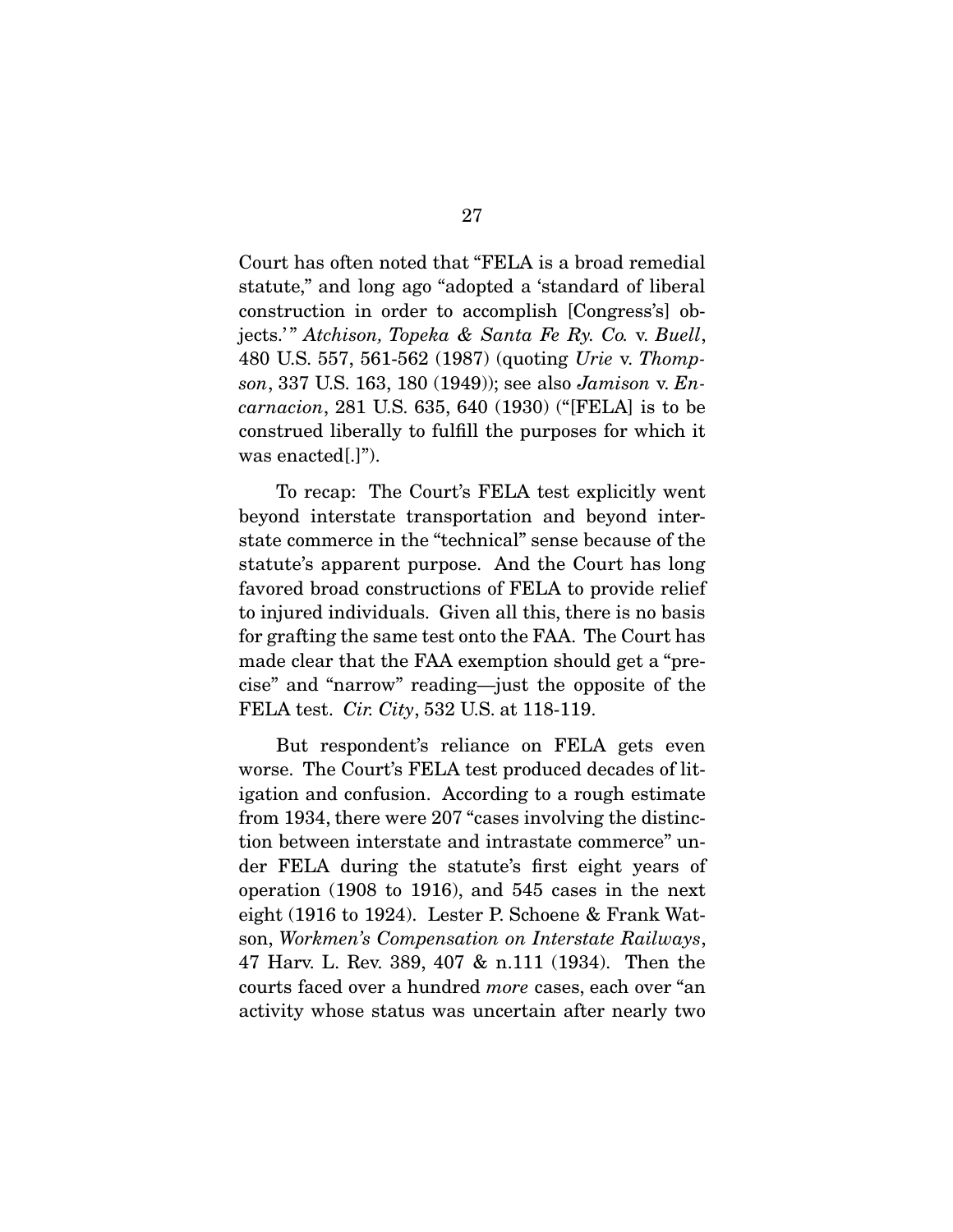Court has often noted that "FELA is a broad remedial statute," and long ago "adopted a 'standard of liberal construction in order to accomplish [Congress's] objects.'" *Atchison, Topeka & Santa Fe Ry. Co.* v. *Buell*, 480 U.S. 557, 561-562 (1987) (quoting *Urie* v. *Thompson*, 337 U.S. 163, 180 (1949)); see also *Jamison* v. *Encarnacion*, 281 U.S. 635, 640 (1930) ("[FELA] is to be construed liberally to fulfill the purposes for which it was enacted[.]").

To recap: The Court's FELA test explicitly went beyond interstate transportation and beyond interstate commerce in the "technical" sense because of the statute's apparent purpose. And the Court has long favored broad constructions of FELA to provide relief to injured individuals. Given all this, there is no basis for grafting the same test onto the FAA. The Court has made clear that the FAA exemption should get a "precise" and "narrow" reading—just the opposite of the FELA test. *Cir. City*, 532 U.S. at 118-119.

But respondent's reliance on FELA gets even worse. The Court's FELA test produced decades of litigation and confusion. According to a rough estimate from 1934, there were 207 "cases involving the distinction between interstate and intrastate commerce" under FELA during the statute's first eight years of operation (1908 to 1916), and 545 cases in the next eight (1916 to 1924). Lester P. Schoene & Frank Watson, *Workmen's Compensation on Interstate Railways*, 47 Harv. L. Rev. 389, 407 & n.111 (1934). Then the courts faced over a hundred *more* cases, each over "an activity whose status was uncertain after nearly two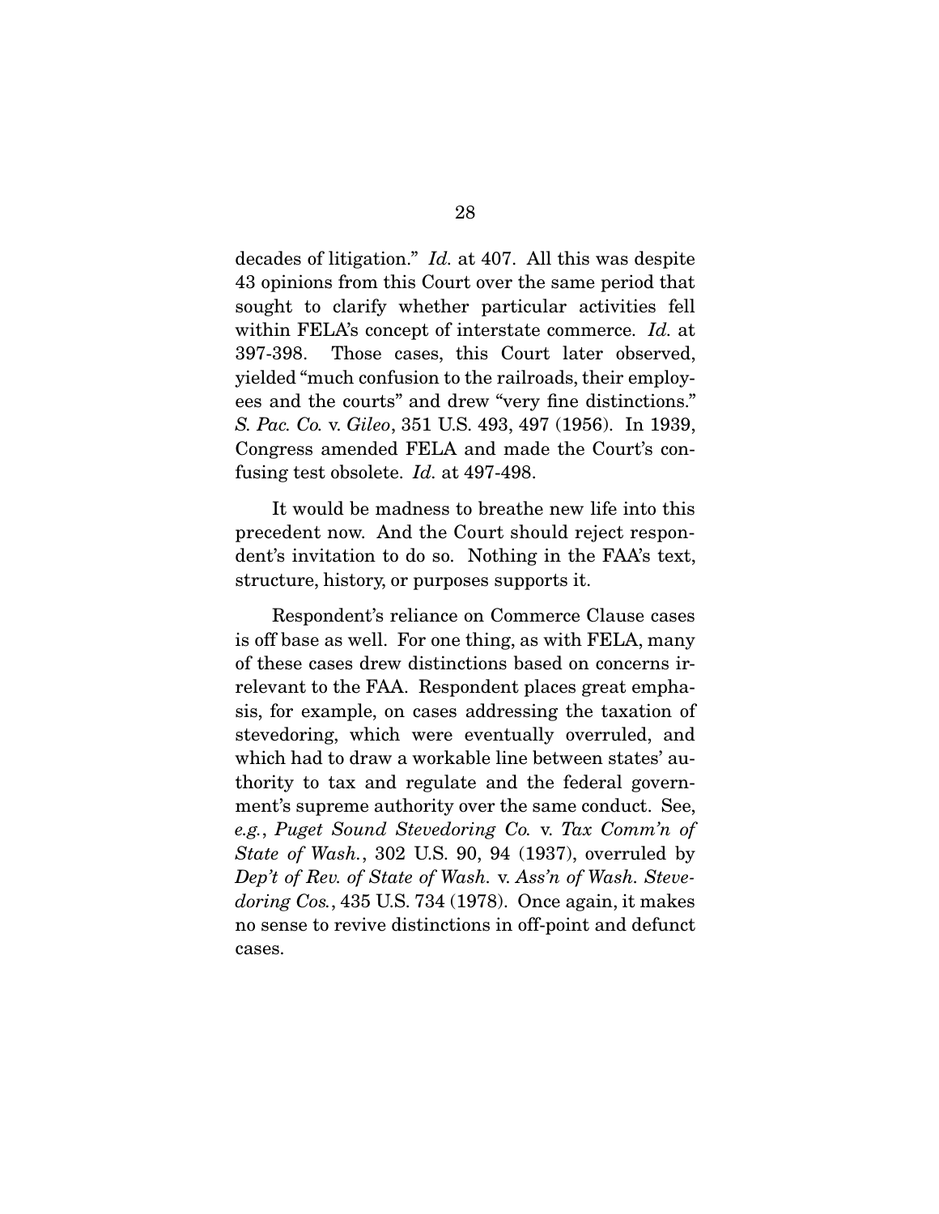decades of litigation." *Id.* at 407. All this was despite 43 opinions from this Court over the same period that sought to clarify whether particular activities fell within FELA's concept of interstate commerce. *Id.* at 397-398. Those cases, this Court later observed, yielded "much confusion to the railroads, their employees and the courts" and drew "very fine distinctions." *S. Pac. Co.* v. *Gileo*, 351 U.S. 493, 497 (1956). In 1939, Congress amended FELA and made the Court's confusing test obsolete. *Id.* at 497-498.

It would be madness to breathe new life into this precedent now. And the Court should reject respondent's invitation to do so. Nothing in the FAA's text, structure, history, or purposes supports it.

Respondent's reliance on Commerce Clause cases is off base as well. For one thing, as with FELA, many of these cases drew distinctions based on concerns irrelevant to the FAA. Respondent places great emphasis, for example, on cases addressing the taxation of stevedoring, which were eventually overruled, and which had to draw a workable line between states' authority to tax and regulate and the federal government's supreme authority over the same conduct. See, *e.g.*, *Puget Sound Stevedoring Co.* v. *Tax Comm'n of State of Wash.*, 302 U.S. 90, 94 (1937), overruled by *Dep't of Rev. of State of Wash.* v. *Ass'n of Wash. Stevedoring Cos.*, 435 U.S. 734 (1978). Once again, it makes no sense to revive distinctions in off-point and defunct cases.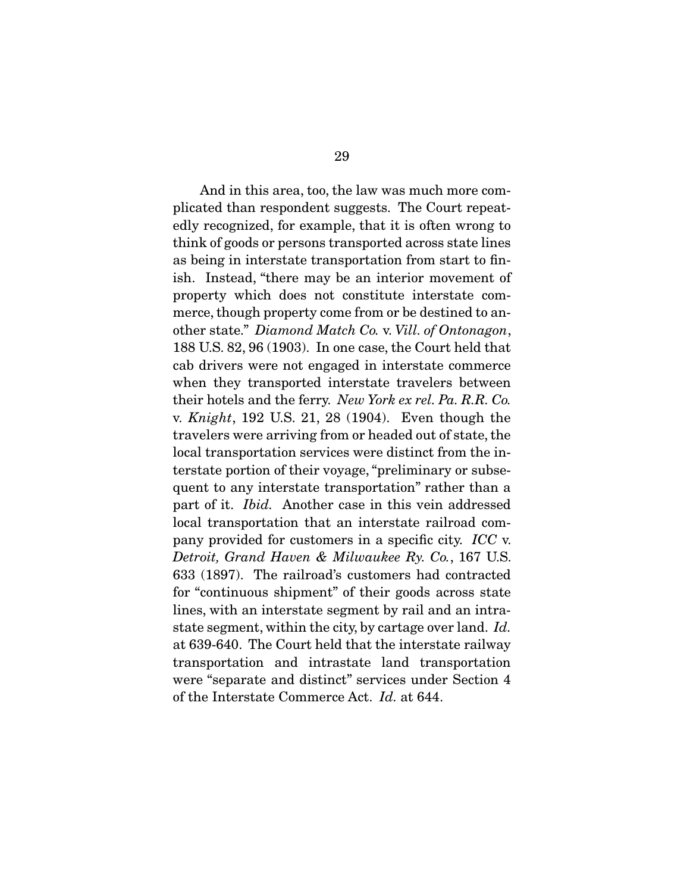And in this area, too, the law was much more complicated than respondent suggests. The Court repeatedly recognized, for example, that it is often wrong to think of goods or persons transported across state lines as being in interstate transportation from start to finish. Instead, "there may be an interior movement of property which does not constitute interstate commerce, though property come from or be destined to another state." *Diamond Match Co.* v. *Vill. of Ontonagon*, 188 U.S. 82, 96 (1903). In one case, the Court held that cab drivers were not engaged in interstate commerce when they transported interstate travelers between their hotels and the ferry. *New York ex rel. Pa. R.R. Co.* v. *Knight*, 192 U.S. 21, 28 (1904). Even though the travelers were arriving from or headed out of state, the local transportation services were distinct from the interstate portion of their voyage, "preliminary or subsequent to any interstate transportation" rather than a part of it. *Ibid.* Another case in this vein addressed local transportation that an interstate railroad company provided for customers in a specific city. *ICC* v. *Detroit, Grand Haven & Milwaukee Ry. Co.*, 167 U.S. 633 (1897). The railroad's customers had contracted for "continuous shipment" of their goods across state lines, with an interstate segment by rail and an intrastate segment, within the city, by cartage over land. *Id.* at 639-640. The Court held that the interstate railway transportation and intrastate land transportation were "separate and distinct" services under Section 4 of the Interstate Commerce Act. *Id.* at 644.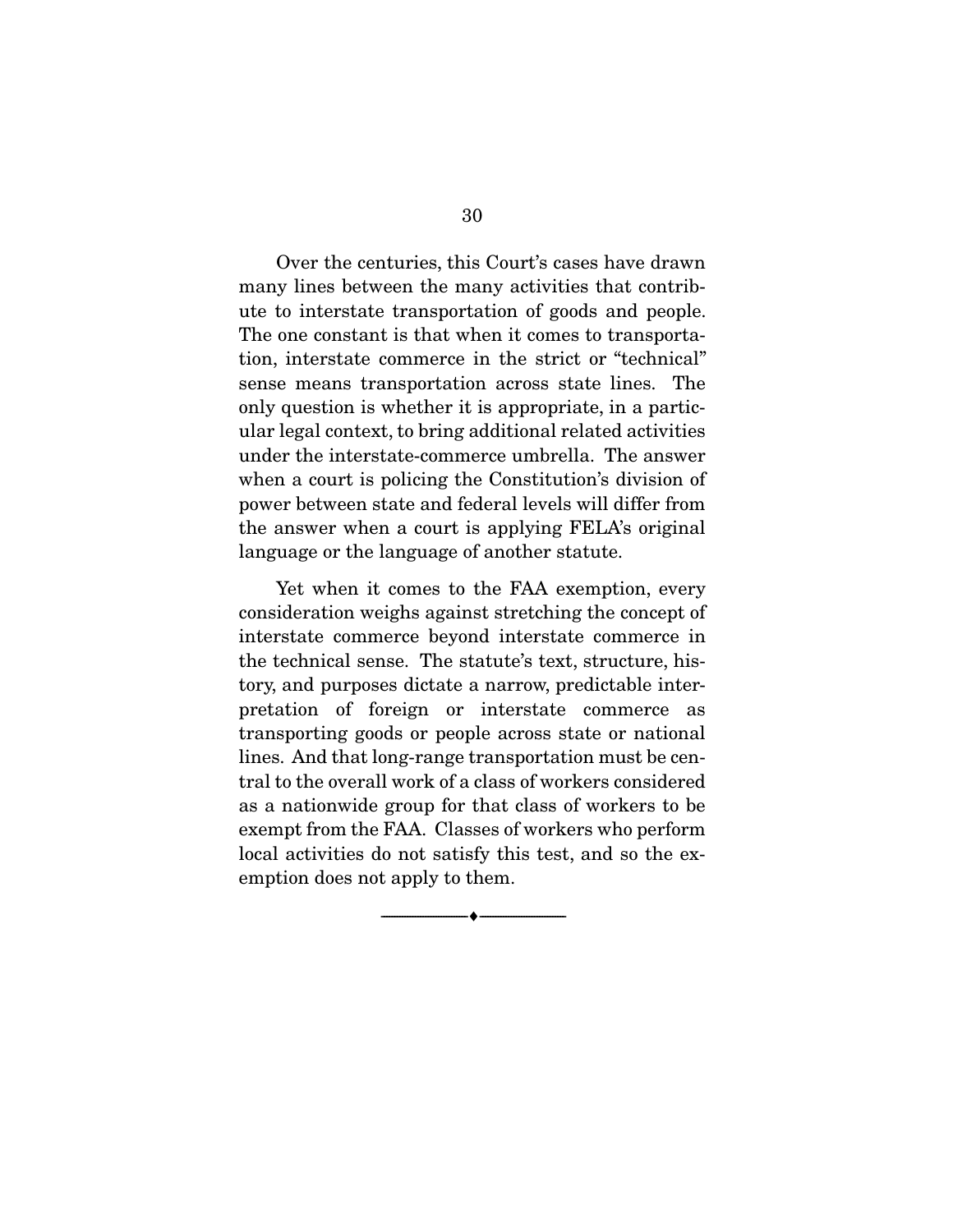Over the centuries, this Court's cases have drawn many lines between the many activities that contribute to interstate transportation of goods and people. The one constant is that when it comes to transportation, interstate commerce in the strict or "technical" sense means transportation across state lines. The only question is whether it is appropriate, in a particular legal context, to bring additional related activities under the interstate-commerce umbrella. The answer when a court is policing the Constitution's division of power between state and federal levels will differ from the answer when a court is applying FELA's original language or the language of another statute.

Yet when it comes to the FAA exemption, every consideration weighs against stretching the concept of interstate commerce beyond interstate commerce in the technical sense. The statute's text, structure, history, and purposes dictate a narrow, predictable interpretation of foreign or interstate commerce as transporting goods or people across state or national lines. And that long-range transportation must be central to the overall work of a class of workers considered as a nationwide group for that class of workers to be exempt from the FAA. Classes of workers who perform local activities do not satisfy this test, and so the exemption does not apply to them.

---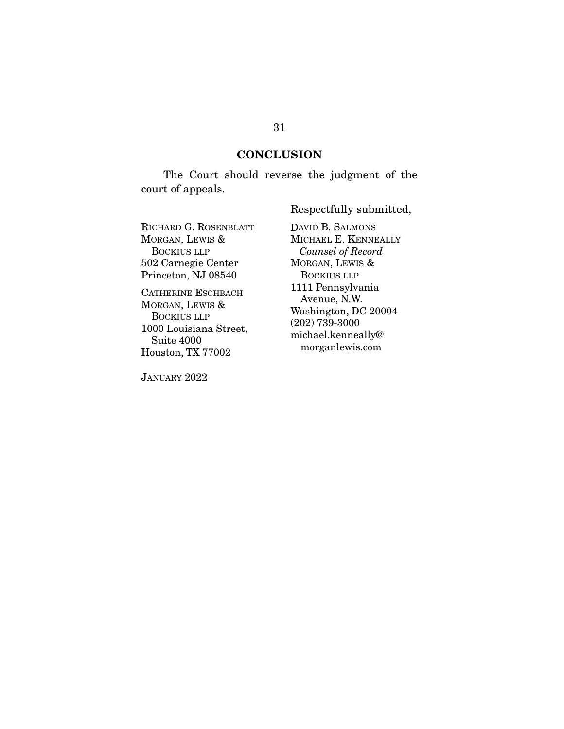## CONCLUSION

The Court should reverse the judgment of the court of appeals.

Respectfully submitted,

DAVID B. SALMONS
MICHAEL E. KENNEALLY
*Counsel of Record*
MORGAN, LEWIS &
BOCKIUS LLP
1111 Pennsylvania
Avenue, N.W.
Washington, DC 20004
(202) 739-3000
michael.kenneally@
morganlewis.com

RICHARD G. ROSENBLATT
MORGAN, LEWIS &
BOCKIUS LLP
502 Carnegie Center
Princeton, NJ 08540

CATHERINE ESCHBACH
MORGAN, LEWIS &
BOCKIUS LLP
1000 Louisiana Street,
Suite 4000
Houston, TX 77002

JANUARY 2022